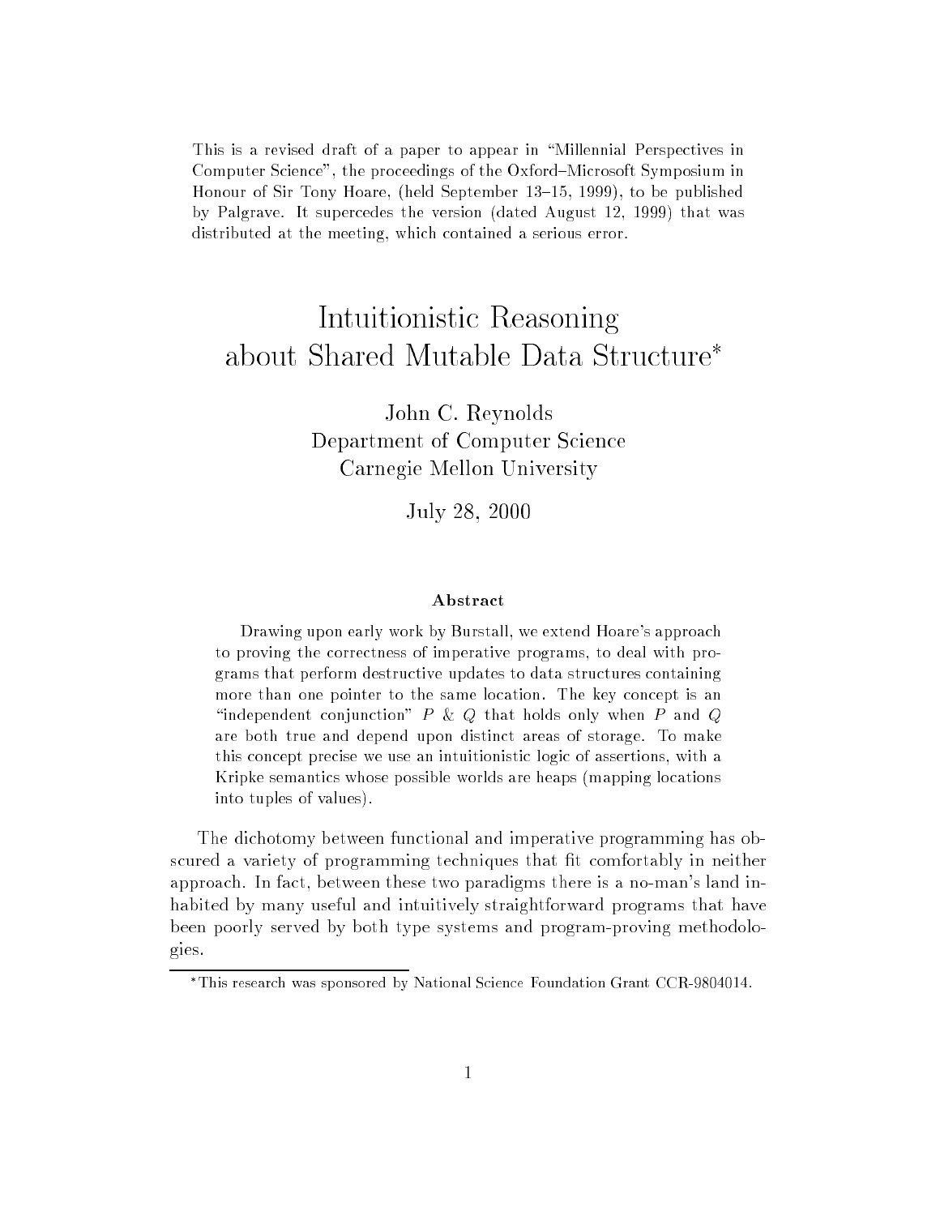This is a revised draft of a paper to appear in "Millennial Perspectives in Computer Science", the proceedings of the Oxford–Microsoft Symposium in Honour of Sir Tony Hoare, (held September 13–15, 1999), to be published by Palgrave. It supercedes the version (dated August 12, 1999) that was distributed at the meeting, which contained a serious error.

# Intuitionistic Reasoning about Shared Mutable Data Structure*

John C. Reynolds
Department of Computer Science
Carnegie Mellon University

July 28, 2000

### Abstract

Drawing upon early work by Burstall, we extend Hoare's approach to proving the correctness of imperative programs, to deal with programs that perform destructive updates to data structures containing more than one pointer to the same location. The key concept is an "independent conjunction" $P \mathbin{\&} Q$ that holds only when $P$ and $Q$ are both true and depend upon distinct areas of storage. To make this concept precise we use an intuitionistic logic of assertions, with a Kripke semantics whose possible worlds are heaps (mapping locations into tuples of values).

The dichotomy between functional and imperative programming has obscured a variety of programming techniques that fit comfortably in neither approach. In fact, between these two paradigms there is a no-man's land inhabited by many useful and intuitively straightforward programs that have been poorly served by both type systems and program-proving methodologies.

*This research was sponsored by National Science Foundation Grant CCR-9804014.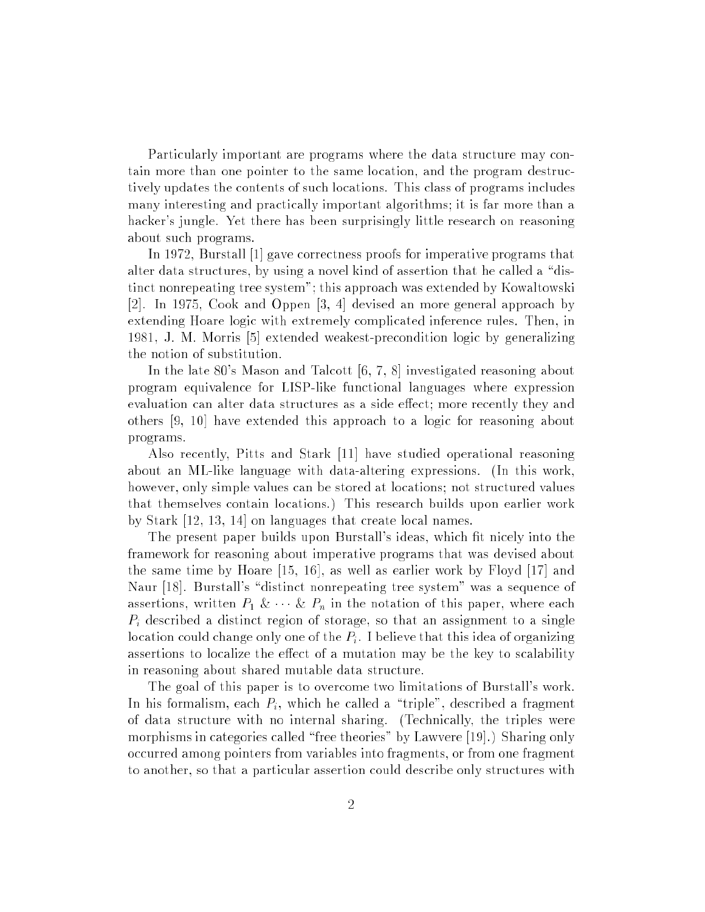Particularly important are programs where the data structure may contain more than one pointer to the same location, and the program destructively updates the contents of such locations. This class of programs includes many interesting and practically important algorithms; it is far more than a hacker's jungle. Yet there has been surprisingly little research on reasoning about such programs.

In 1972, Burstall [1] gave correctness proofs for imperative programs that alter data structures, by using a novel kind of assertion that he called a "distinct nonrepeating tree system"; this approach was extended by Kowaltowski [2]. In 1975, Cook and Oppen [3, 4] devised an more general approach by extending Hoare logic with extremely complicated inference rules. Then, in 1981, J. M. Morris [5] extended weakest-precondition logic by generalizing the notion of substitution.

In the late 80's Mason and Talcott [6, 7, 8] investigated reasoning about program equivalence for LISP-like functional languages where expression evaluation can alter data structures as a side effect; more recently they and others [9, 10] have extended this approach to a logic for reasoning about programs.

Also recently, Pitts and Stark [11] have studied operational reasoning about an ML-like language with data-altering expressions. (In this work, however, only simple values can be stored at locations; not structured values that themselves contain locations.) This research builds upon earlier work by Stark [12, 13, 14] on languages that create local names.

The present paper builds upon Burstall's ideas, which fit nicely into the framework for reasoning about imperative programs that was devised about the same time by Hoare [15, 16], as well as earlier work by Floyd [17] and Naur [18]. Burstall's "distinct nonrepeating tree system" was a sequence of assertions, written $P_1 \;\&\; \cdots \;\&\; P_n$ in the notation of this paper, where each $P_i$ described a distinct region of storage, so that an assignment to a single location could change only one of the $P_i$. I believe that this idea of organizing assertions to localize the effect of a mutation may be the key to scalability in reasoning about shared mutable data structure.

The goal of this paper is to overcome two limitations of Burstall's work. In his formalism, each $P_i$, which he called a "triple", described a fragment of data structure with no internal sharing. (Technically, the triples were morphisms in categories called "free theories" by Lawvere [19].) Sharing only occurred among pointers from variables into fragments, or from one fragment to another, so that a particular assertion could describe only structures with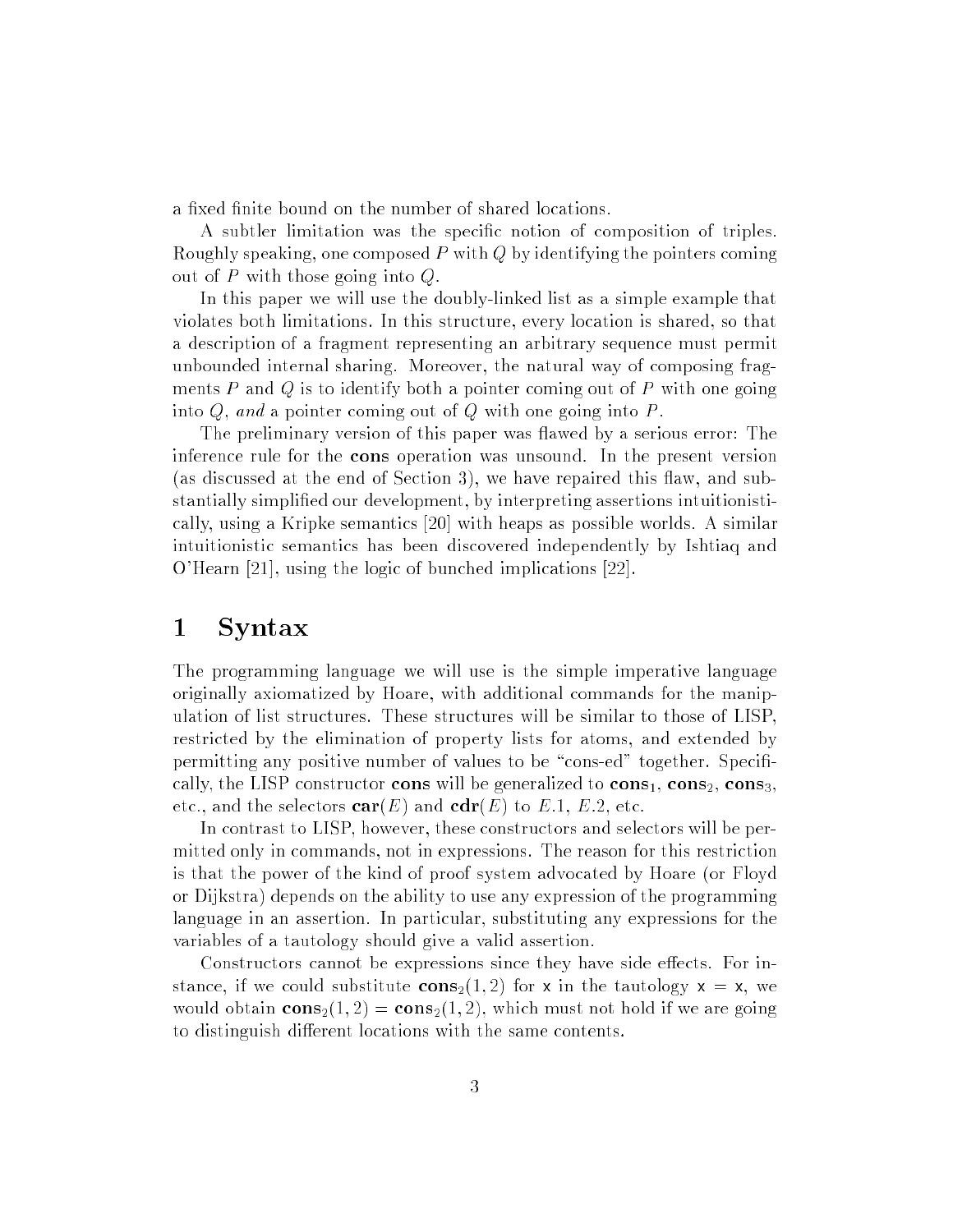a fixed finite bound on the number of shared locations.

A subtler limitation was the specific notion of composition of triples. Roughly speaking, one composed $P$ with $Q$ by identifying the pointers coming out of $P$ with those going into $Q$.

In this paper we will use the doubly-linked list as a simple example that violates both limitations. In this structure, every location is shared, so that a description of a fragment representing an arbitrary sequence must permit unbounded internal sharing. Moreover, the natural way of composing fragments $P$ and $Q$ is to identify both a pointer coming out of $P$ with one going into $Q$, *and* a pointer coming out of $Q$ with one going into $P$.

The preliminary version of this paper was flawed by a serious error: The inference rule for the **cons** operation was unsound. In the present version (as discussed at the end of Section 3), we have repaired this flaw, and substantially simplified our development, by interpreting assertions intuitionistically, using a Kripke semantics [20] with heaps as possible worlds. A similar intuitionistic semantics has been discovered independently by Ishtiaq and O'Hearn [21], using the logic of bunched implications [22].

# 1 Syntax

The programming language we will use is the simple imperative language originally axiomatized by Hoare, with additional commands for the manipulation of list structures. These structures will be similar to those of LISP, restricted by the elimination of property lists for atoms, and extended by permitting any positive number of values to be "cons-ed" together. Specifically, the LISP constructor **cons** will be generalized to $\mathbf{cons}_1$, $\mathbf{cons}_2$, $\mathbf{cons}_3$, etc., and the selectors $\mathbf{car}(E)$ and $\mathbf{cdr}(E)$ to $E.1$, $E.2$, etc.

In contrast to LISP, however, these constructors and selectors will be permitted only in commands, not in expressions. The reason for this restriction is that the power of the kind of proof system advocated by Hoare (or Floyd or Dijkstra) depends on the ability to use any expression of the programming language in an assertion. In particular, substituting any expressions for the variables of a tautology should give a valid assertion.

Constructors cannot be expressions since they have side effects. For instance, if we could substitute $\mathbf{cons}_2(1, 2)$ for $\mathsf{x}$ in the tautology $\mathsf{x} = \mathsf{x}$, we would obtain $\mathbf{cons}_2(1, 2) = \mathbf{cons}_2(1, 2)$, which must not hold if we are going to distinguish different locations with the same contents.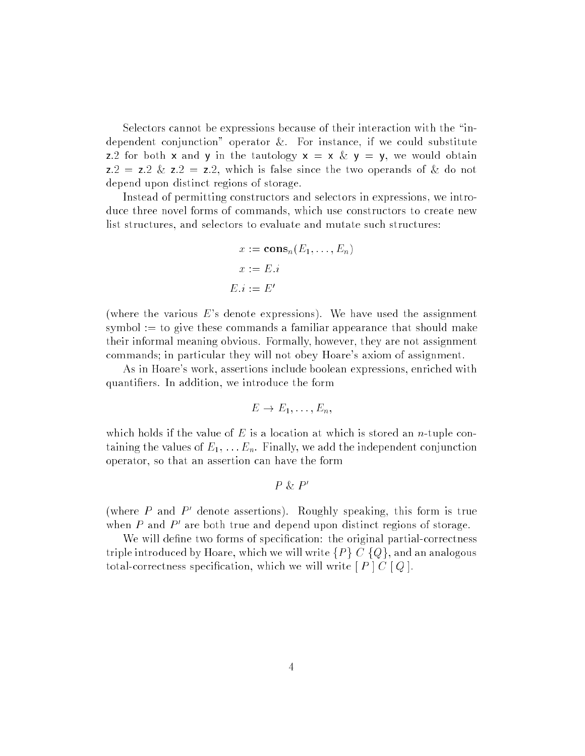Selectors cannot be expressions because of their interaction with the "independent conjunction" operator &. For instance, if we could substitute $\mathsf{z}.2$ for both $\mathsf{x}$ and $\mathsf{y}$ in the tautology $\mathsf{x} = \mathsf{x}$ & $\mathsf{y} = \mathsf{y}$, we would obtain $\mathsf{z}.2 = \mathsf{z}.2$ & $\mathsf{z}.2 = \mathsf{z}.2$, which is false since the two operands of & do not depend upon distinct regions of storage.

Instead of permitting constructors and selectors in expressions, we introduce three novel forms of commands, which use constructors to create new list structures, and selectors to evaluate and mutate such structures:

$$x := \mathbf{cons}_n(E_1, \ldots, E_n)$$

$$x := E.i$$

$$E.i := E'$$

(where the various $E$'s denote expressions). We have used the assignment symbol := to give these commands a familiar appearance that should make their informal meaning obvious. Formally, however, they are not assignment commands; in particular they will not obey Hoare's axiom of assignment.

As in Hoare's work, assertions include boolean expressions, enriched with quantifiers. In addition, we introduce the form

$$E \rightarrow E_1, \ldots, E_n,$$

which holds if the value of $E$ is a location at which is stored an $n$-tuple containing the values of $E_1, \ldots E_n$. Finally, we add the independent conjunction operator, so that an assertion can have the form

$$P \;\&\; P'$$

(where $P$ and $P'$ denote assertions). Roughly speaking, this form is true when $P$ and $P'$ are both true and depend upon distinct regions of storage.

We will define two forms of specification: the original partial-correctness triple introduced by Hoare, which we will write $\{P\}\ C\ \{Q\}$, and an analogous total-correctness specification, which we will write $[\ P\ ]\ C\ [\ Q\ ]$.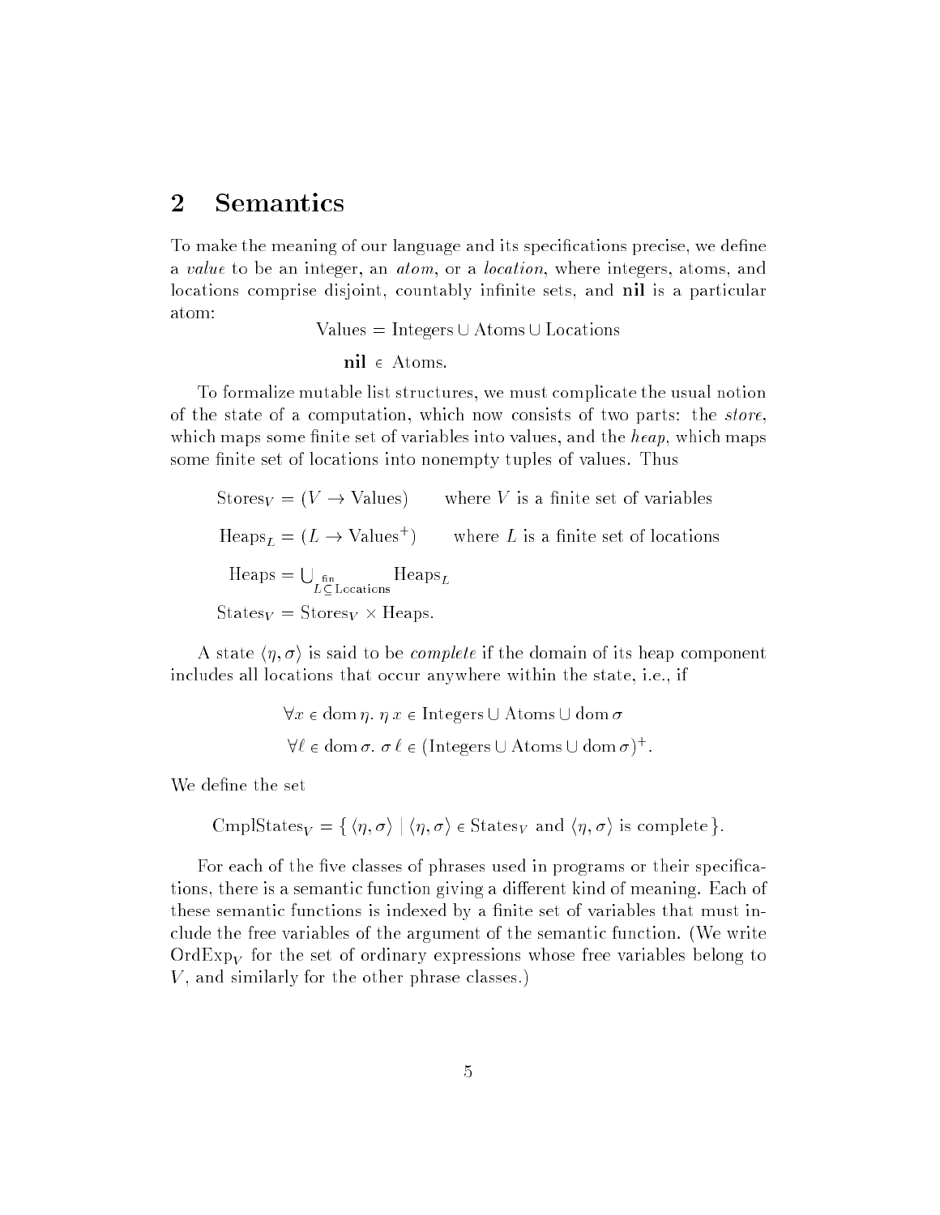## 2 Semantics

To make the meaning of our language and its specifications precise, we define a *value* to be an integer, an *atom*, or a *location*, where integers, atoms, and locations comprise disjoint, countably infinite sets, and **nil** is a particular atom:

$$\text{Values} = \text{Integers} \cup \text{Atoms} \cup \text{Locations}$$

$$\mathbf{nil} \in \text{Atoms}.$$

To formalize mutable list structures, we must complicate the usual notion of the state of a computation, which now consists of two parts: the *store*, which maps some finite set of variables into values, and the *heap*, which maps some finite set of locations into nonempty tuples of values. Thus

$$\begin{aligned}
\text{Stores}_V &= (V \to \text{Values}) \qquad \text{where } V \text{ is a finite set of variables} \\
\text{Heaps}_L &= (L \to \text{Values}^+) \qquad \text{where } L \text{ is a finite set of locations} \\
\text{Heaps} &= \bigcup_{L \overset{\text{fin}}{\subseteq} \text{Locations}} \text{Heaps}_L \\
\text{States}_V &= \text{Stores}_V \times \text{Heaps}.
\end{aligned}$$

A state $\langle \eta, \sigma \rangle$ is said to be *complete* if the domain of its heap component includes all locations that occur anywhere within the state, i.e., if

$$\forall x \in \operatorname{dom} \eta.\ \eta\, x \in \text{Integers} \cup \text{Atoms} \cup \operatorname{dom} \sigma$$

$$\forall \ell \in \operatorname{dom} \sigma.\ \sigma\, \ell \in (\text{Integers} \cup \text{Atoms} \cup \operatorname{dom} \sigma)^+.$$

We define the set

$$\text{CmplStates}_V = \{\, \langle \eta, \sigma \rangle \mid \langle \eta, \sigma \rangle \in \text{States}_V \text{ and } \langle \eta, \sigma \rangle \text{ is complete} \,\}.$$

For each of the five classes of phrases used in programs or their specifications, there is a semantic function giving a different kind of meaning. Each of these semantic functions is indexed by a finite set of variables that must include the free variables of the argument of the semantic function. (We write $\text{OrdExp}_V$ for the set of ordinary expressions whose free variables belong to $V$, and similarly for the other phrase classes.)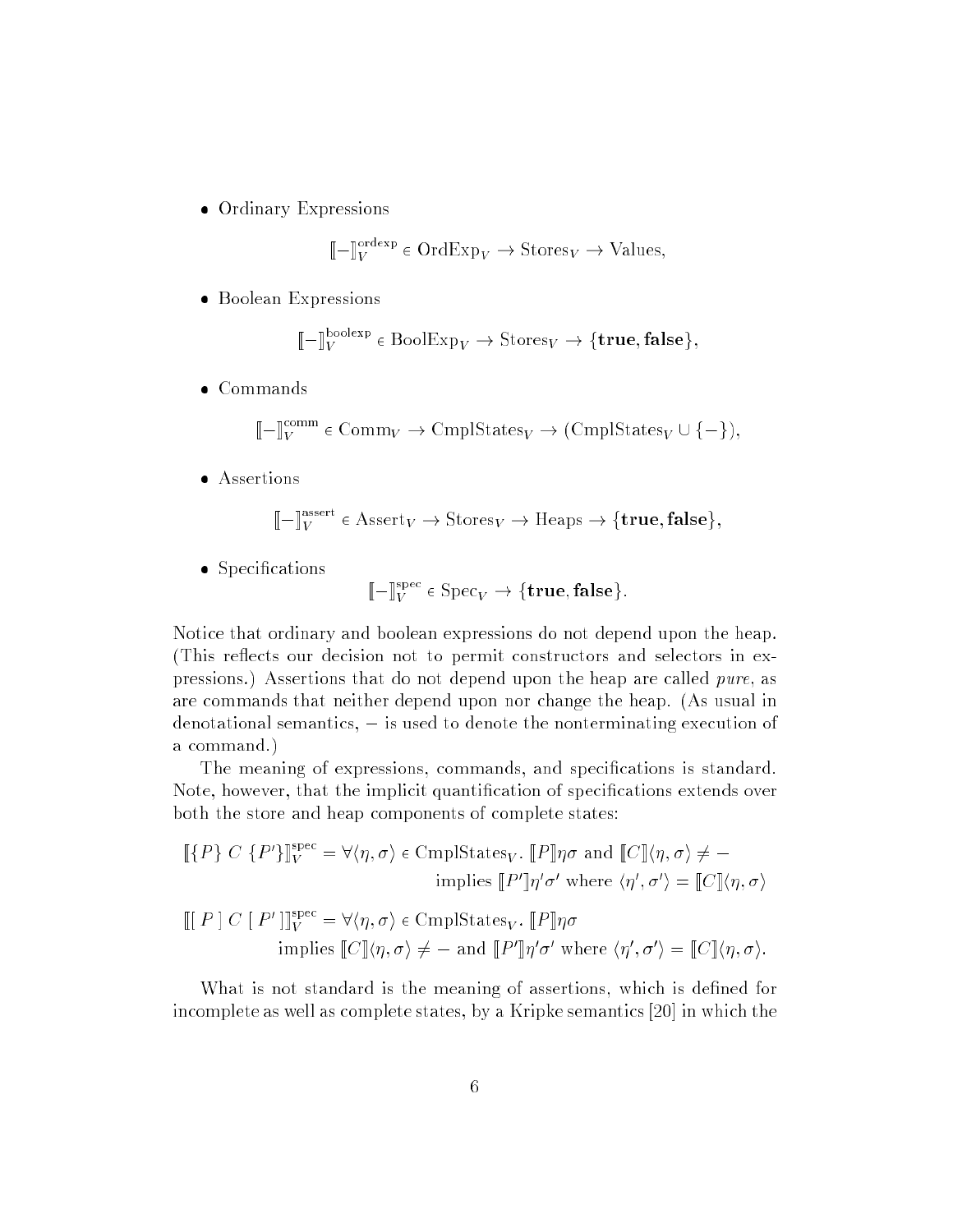- Ordinary Expressions

$$[\![-]\!]^{\text{ordexp}}_V \in \text{OrdExp}_V \to \text{Stores}_V \to \text{Values},$$

- Boolean Expressions

$$[\![-]\!]^{\text{boolexp}}_V \in \text{BoolExp}_V \to \text{Stores}_V \to \{\textbf{true}, \textbf{false}\},$$

- Commands

$$[\![-]\!]^{\text{comm}}_V \in \text{Comm}_V \to \text{CmplStates}_V \to (\text{CmplStates}_V \cup \{-\}),$$

- Assertions

$$[\![-]\!]^{\text{assert}}_V \in \text{Assert}_V \to \text{Stores}_V \to \text{Heaps} \to \{\textbf{true}, \textbf{false}\},$$

- Specifications

$$[\![-]\!]^{\text{spec}}_V \in \text{Spec}_V \to \{\textbf{true}, \textbf{false}\}.$$

Notice that ordinary and boolean expressions do not depend upon the heap. (This reflects our decision not to permit constructors and selectors in expressions.) Assertions that do not depend upon the heap are called *pure*, as are commands that neither depend upon nor change the heap. (As usual in denotational semantics, $-$ is used to denote the nonterminating execution of a command.)

The meaning of expressions, commands, and specifications is standard. Note, however, that the implicit quantification of specifications extends over both the store and heap components of complete states:

$$[\![\{P\}\ C\ \{P'\}]\!]^{\text{spec}}_V = \forall \langle \eta, \sigma \rangle \in \text{CmplStates}_V.\ [\![P]\!]\eta\sigma \text{ and } [\![C]\!]\langle \eta, \sigma \rangle \neq - \text{ implies } [\![P']\!]\eta'\sigma' \text{ where } \langle \eta', \sigma' \rangle = [\![C]\!]\langle \eta, \sigma \rangle$$

$$[\![[\ P\ ]\ C\ [\ P'\ ]]\!]^{\text{spec}}_V = \forall \langle \eta, \sigma \rangle \in \text{CmplStates}_V.\ [\![P]\!]\eta\sigma \text{ implies } [\![C]\!]\langle \eta, \sigma \rangle \neq - \text{ and } [\![P']\!]\eta'\sigma' \text{ where } \langle \eta', \sigma' \rangle = [\![C]\!]\langle \eta, \sigma \rangle.$$

What is not standard is the meaning of assertions, which is defined for incomplete as well as complete states, by a Kripke semantics [20] in which the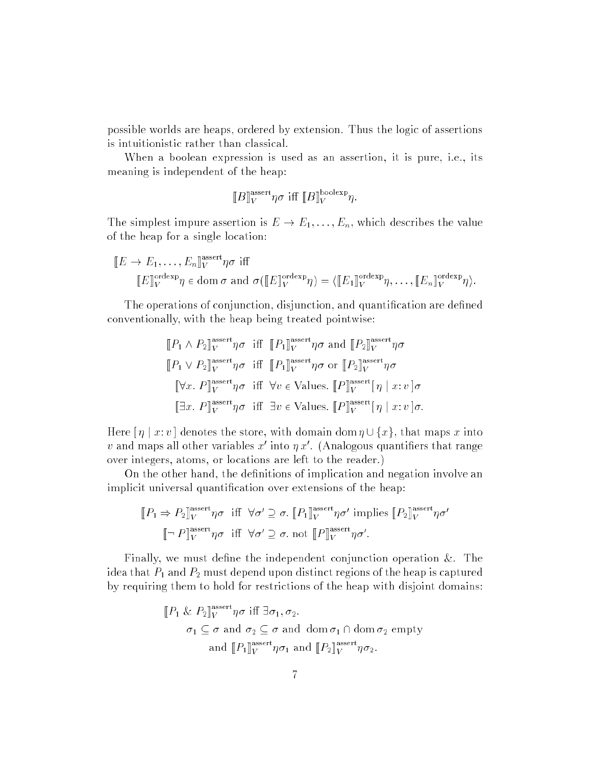possible worlds are heaps, ordered by extension. Thus the logic of assertions is intuitionistic rather than classical.

When a boolean expression is used as an assertion, it is pure, i.e., its meaning is independent of the heap:

$$[\![B]\!]_V^{\text{assert}}\eta\sigma \text{ iff } [\![B]\!]_V^{\text{boolexp}}\eta.$$

The simplest impure assertion is $E \to E_1, \ldots, E_n$, which describes the value of the heap for a single location:

$$\begin{aligned}
&[\![E \to E_1, \ldots, E_n]\!]_V^{\text{assert}}\eta\sigma \text{ iff} \\
&\qquad [\![E]\!]_V^{\text{ordexp}}\eta \in \operatorname{dom}\sigma \text{ and } \sigma([\![E]\!]_V^{\text{ordexp}}\eta) = \langle [\![E_1]\!]_V^{\text{ordexp}}\eta, \ldots, [\![E_n]\!]_V^{\text{ordexp}}\eta \rangle.
\end{aligned}$$

The operations of conjunction, disjunction, and quantification are defined conventionally, with the heap being treated pointwise:

$$\begin{aligned}
[\![P_1 \wedge P_2]\!]_V^{\text{assert}}\eta\sigma &\text{ iff } [\![P_1]\!]_V^{\text{assert}}\eta\sigma \text{ and } [\![P_2]\!]_V^{\text{assert}}\eta\sigma \\
[\![P_1 \vee P_2]\!]_V^{\text{assert}}\eta\sigma &\text{ iff } [\![P_1]\!]_V^{\text{assert}}\eta\sigma \text{ or } [\![P_2]\!]_V^{\text{assert}}\eta\sigma \\
[\![\forall x.\ P]\!]_V^{\text{assert}}\eta\sigma &\text{ iff } \forall v \in \text{Values}.\ [\![P]\!]_V^{\text{assert}}[\,\eta \mid x\colon v\,]\sigma \\
[\![\exists x.\ P]\!]_V^{\text{assert}}\eta\sigma &\text{ iff } \exists v \in \text{Values}.\ [\![P]\!]_V^{\text{assert}}[\,\eta \mid x\colon v\,]\sigma.
\end{aligned}$$

Here $[\,\eta \mid x\colon v\,]$ denotes the store, with domain $\operatorname{dom}\eta \cup \{x\}$, that maps $x$ into $v$ and maps all other variables $x'$ into $\eta\, x'$. (Analogous quantifiers that range over integers, atoms, or locations are left to the reader.)

On the other hand, the definitions of implication and negation involve an implicit universal quantification over extensions of the heap:

$$\begin{aligned}
[\![P_1 \Rightarrow P_2]\!]_V^{\text{assert}}\eta\sigma &\text{ iff } \forall \sigma' \supseteq \sigma.\ [\![P_1]\!]_V^{\text{assert}}\eta\sigma' \text{ implies } [\![P_2]\!]_V^{\text{assert}}\eta\sigma' \\
[\![\neg\, P]\!]_V^{\text{assert}}\eta\sigma &\text{ iff } \forall \sigma' \supseteq \sigma.\ \text{not } [\![P]\!]_V^{\text{assert}}\eta\sigma'.
\end{aligned}$$

Finally, we must define the independent conjunction operation &. The idea that $P_1$ and $P_2$ must depend upon distinct regions of the heap is captured by requiring them to hold for restrictions of the heap with disjoint domains:

$$\begin{aligned}
&[\![P_1 \mathbin{\&} P_2]\!]_V^{\text{assert}}\eta\sigma \text{ iff } \exists \sigma_1, \sigma_2. \\
&\qquad \sigma_1 \subseteq \sigma \text{ and } \sigma_2 \subseteq \sigma \text{ and } \operatorname{dom}\sigma_1 \cap \operatorname{dom}\sigma_2 \text{ empty} \\
&\qquad\qquad \text{and } [\![P_1]\!]_V^{\text{assert}}\eta\sigma_1 \text{ and } [\![P_2]\!]_V^{\text{assert}}\eta\sigma_2.
\end{aligned}$$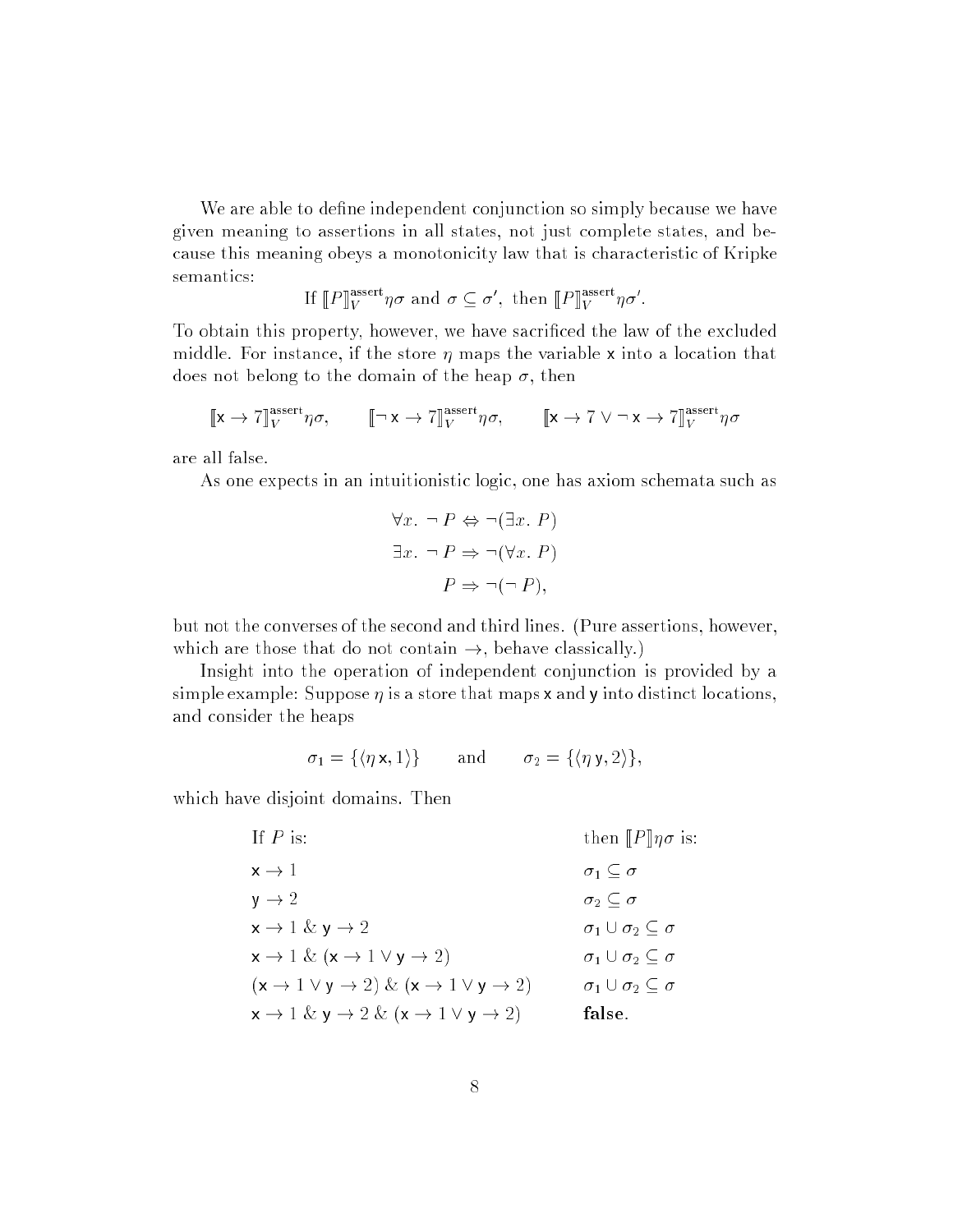We are able to define independent conjunction so simply because we have given meaning to assertions in all states, not just complete states, and because this meaning obeys a monotonicity law that is characteristic of Kripke semantics:

$$\text{If } [\![P]\!]_V^{\text{assert}} \eta\sigma \text{ and } \sigma \subseteq \sigma', \text{ then } [\![P]\!]_V^{\text{assert}} \eta\sigma'.$$

To obtain this property, however, we have sacrificed the law of the excluded middle. For instance, if the store $\eta$ maps the variable $\mathsf{x}$ into a location that does not belong to the domain of the heap $\sigma$, then

$$[\![\mathsf{x} \to 7]\!]_V^{\text{assert}} \eta\sigma, \qquad [\![\neg\, \mathsf{x} \to 7]\!]_V^{\text{assert}} \eta\sigma, \qquad [\![\mathsf{x} \to 7 \vee \neg\, \mathsf{x} \to 7]\!]_V^{\text{assert}} \eta\sigma$$

are all false.

As one expects in an intuitionistic logic, one has axiom schemata such as

$$\forall x.\ \neg\, P \Leftrightarrow \neg(\exists x.\ P)$$

$$\exists x.\ \neg\, P \Rightarrow \neg(\forall x.\ P)$$

$$P \Rightarrow \neg(\neg\, P),$$

but not the converses of the second and third lines. (Pure assertions, however, which are those that do not contain $\to$, behave classically.)

Insight into the operation of independent conjunction is provided by a simple example: Suppose $\eta$ is a store that maps $\mathsf{x}$ and $\mathsf{y}$ into distinct locations, and consider the heaps

$$\sigma_1 = \{\langle \eta\, \mathsf{x}, 1\rangle\} \qquad \text{and} \qquad \sigma_2 = \{\langle \eta\, \mathsf{y}, 2\rangle\},$$

which have disjoint domains. Then

| If $P$ is: | then $[\![P]\!]\eta\sigma$ is: |
|---|---|
| $\mathsf{x} \to 1$ | $\sigma_1 \subseteq \sigma$ |
| $\mathsf{y} \to 2$ | $\sigma_2 \subseteq \sigma$ |
| $\mathsf{x} \to 1 \mathbin{\&} \mathsf{y} \to 2$ | $\sigma_1 \cup \sigma_2 \subseteq \sigma$ |
| $\mathsf{x} \to 1 \mathbin{\&} (\mathsf{x} \to 1 \vee \mathsf{y} \to 2)$ | $\sigma_1 \cup \sigma_2 \subseteq \sigma$ |
| $(\mathsf{x} \to 1 \vee \mathsf{y} \to 2) \mathbin{\&} (\mathsf{x} \to 1 \vee \mathsf{y} \to 2)$ | $\sigma_1 \cup \sigma_2 \subseteq \sigma$ |
| $\mathsf{x} \to 1 \mathbin{\&} \mathsf{y} \to 2 \mathbin{\&} (\mathsf{x} \to 1 \vee \mathsf{y} \to 2)$ | **false**. |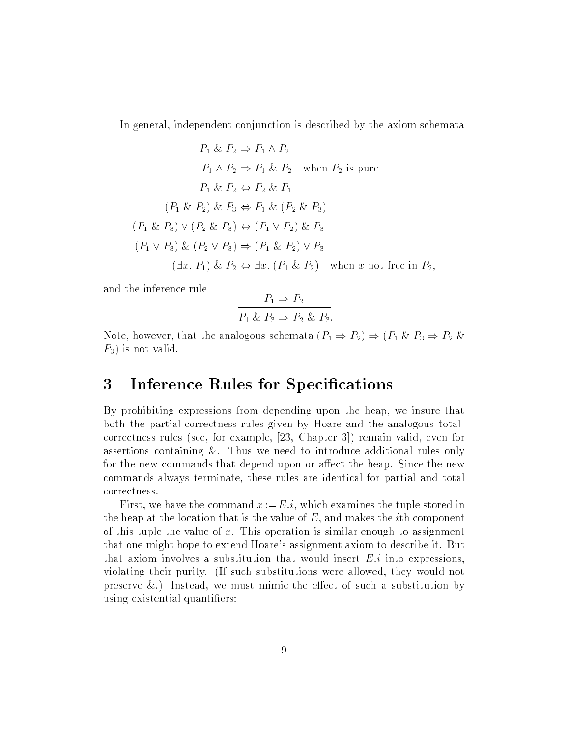In general, independent conjunction is described by the axiom schemata

$$
\begin{aligned}
P_1 \mathbin{\&} P_2 &\Rightarrow P_1 \wedge P_2 \\
P_1 \wedge P_2 &\Rightarrow P_1 \mathbin{\&} P_2 \quad \text{when } P_2 \text{ is pure} \\
P_1 \mathbin{\&} P_2 &\Leftrightarrow P_2 \mathbin{\&} P_1 \\
(P_1 \mathbin{\&} P_2) \mathbin{\&} P_3 &\Leftrightarrow P_1 \mathbin{\&} (P_2 \mathbin{\&} P_3) \\
(P_1 \mathbin{\&} P_3) \vee (P_2 \mathbin{\&} P_3) &\Leftrightarrow (P_1 \vee P_2) \mathbin{\&} P_3 \\
(P_1 \vee P_3) \mathbin{\&} (P_2 \vee P_3) &\Rightarrow (P_1 \mathbin{\&} P_2) \vee P_3 \\
(\exists x.\ P_1) \mathbin{\&} P_2 &\Leftrightarrow \exists x.\ (P_1 \mathbin{\&} P_2) \quad \text{when } x \text{ not free in } P_2,
\end{aligned}
$$

and the inference rule

$$
\frac{P_1 \Rightarrow P_2}{P_1 \mathbin{\&} P_3 \Rightarrow P_2 \mathbin{\&} P_3.}
$$

Note, however, that the analogous schemata $(P_1 \Rightarrow P_2) \Rightarrow (P_1 \mathbin{\&} P_3 \Rightarrow P_2 \mathbin{\&} P_3)$ is not valid.

# 3 Inference Rules for Specifications

By prohibiting expressions from depending upon the heap, we insure that both the partial-correctness rules given by Hoare and the analogous total-correctness rules (see, for example, [23, Chapter 3]) remain valid, even for assertions containing &. Thus we need to introduce additional rules only for the new commands that depend upon or affect the heap. Since the new commands always terminate, these rules are identical for partial and total correctness.

First, we have the command $x := E.i$, which examines the tuple stored in the heap at the location that is the value of $E$, and makes the $i$th component of this tuple the value of $x$. This operation is similar enough to assignment that one might hope to extend Hoare's assignment axiom to describe it. But that axiom involves a substitution that would insert $E.i$ into expressions, violating their purity. (If such substitutions were allowed, they would not preserve &.) Instead, we must mimic the effect of such a substitution by using existential quantifiers: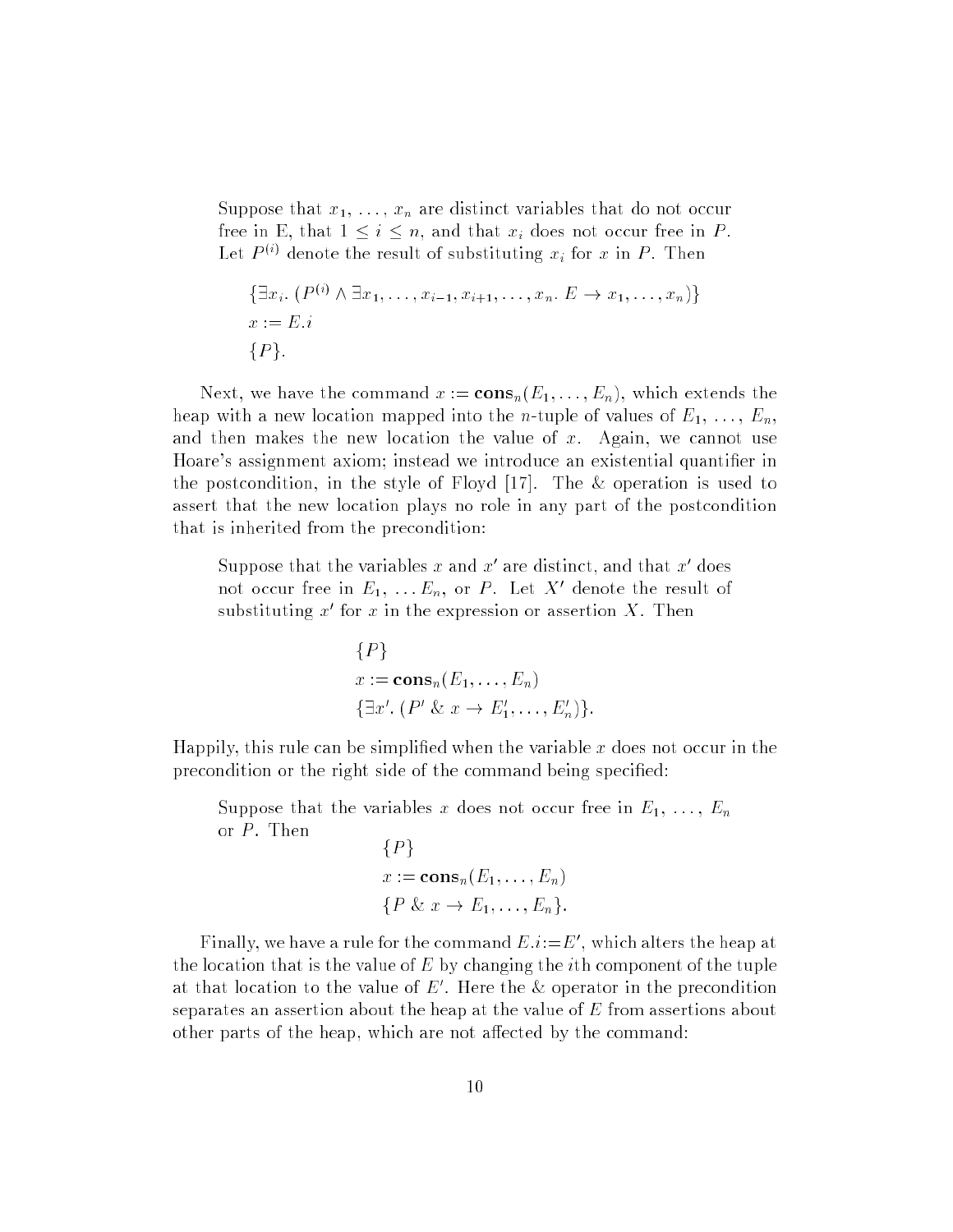Suppose that $x_1, \ldots, x_n$ are distinct variables that do not occur free in E, that $1 \leq i \leq n$, and that $x_i$ does not occur free in $P$. Let $P^{(i)}$ denote the result of substituting $x_i$ for $x$ in $P$. Then

$$
\begin{aligned}
&\{\exists x_i.\ (P^{(i)} \wedge \exists x_1, \ldots, x_{i-1}, x_{i+1}, \ldots, x_n.\ E \rightarrow x_1, \ldots, x_n)\} \\
&x := E.i \\
&\{P\}.
\end{aligned}
$$

Next, we have the command $x := \mathbf{cons}_n(E_1, \ldots, E_n)$, which extends the heap with a new location mapped into the $n$-tuple of values of $E_1, \ldots, E_n$, and then makes the new location the value of $x$. Again, we cannot use Hoare's assignment axiom; instead we introduce an existential quantifier in the postcondition, in the style of Floyd [17]. The & operation is used to assert that the new location plays no role in any part of the postcondition that is inherited from the precondition:

Suppose that the variables $x$ and $x'$ are distinct, and that $x'$ does not occur free in $E_1, \ldots E_n$, or $P$. Let $X'$ denote the result of substituting $x'$ for $x$ in the expression or assertion $X$. Then

$$
\begin{aligned}
&\{P\} \\
&x := \mathbf{cons}_n(E_1, \ldots, E_n) \\
&\{\exists x'.\ (P' \ \&\ x \rightarrow E'_1, \ldots, E'_n)\}.
\end{aligned}
$$

Happily, this rule can be simplified when the variable $x$ does not occur in the precondition or the right side of the command being specified:

Suppose that the variables $x$ does not occur free in $E_1, \ldots, E_n$ or $P$. Then

$$
\begin{aligned}
&\{P\} \\
&x := \mathbf{cons}_n(E_1, \ldots, E_n) \\
&\{P \ \&\ x \rightarrow E_1, \ldots, E_n\}.
\end{aligned}
$$

Finally, we have a rule for the command $E.i := E'$, which alters the heap at the location that is the value of $E$ by changing the $i$th component of the tuple at that location to the value of $E'$. Here the & operator in the precondition separates an assertion about the heap at the value of $E$ from assertions about other parts of the heap, which are not affected by the command: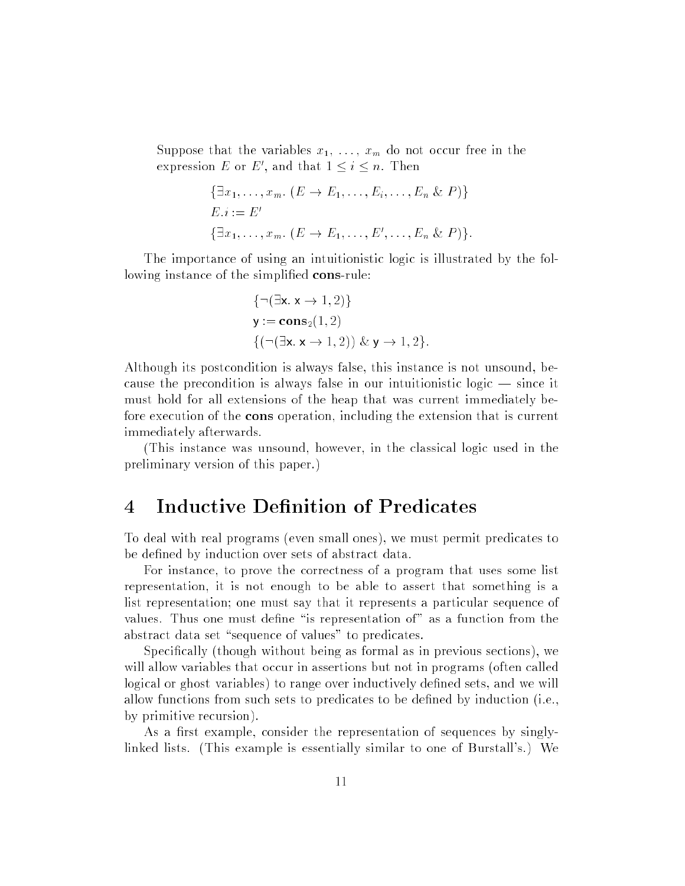Suppose that the variables $x_1, \ldots, x_m$ do not occur free in the expression $E$ or $E'$, and that $1 \leq i \leq n$. Then

$$\{\exists x_1, \ldots, x_m.\ (E \rightarrow E_1, \ldots, E_i, \ldots, E_n \ \&\ P)\}$$
$$E.i := E'$$
$$\{\exists x_1, \ldots, x_m.\ (E \rightarrow E_1, \ldots, E', \ldots, E_n \ \&\ P)\}.$$

The importance of using an intuitionistic logic is illustrated by the following instance of the simplified **cons**-rule:

$$\{\neg(\exists \mathsf{x}.\ \mathsf{x} \rightarrow 1, 2)\}$$
$$\mathsf{y} := \mathbf{cons}_2(1, 2)$$
$$\{(\neg(\exists \mathsf{x}.\ \mathsf{x} \rightarrow 1, 2)) \ \&\ \mathsf{y} \rightarrow 1, 2\}.$$

Although its postcondition is always false, this instance is not unsound, because the precondition is always false in our intuitionistic logic — since it must hold for all extensions of the heap that was current immediately before execution of the **cons** operation, including the extension that is current immediately afterwards.

(This instance was unsound, however, in the classical logic used in the preliminary version of this paper.)

# 4 Inductive Definition of Predicates

To deal with real programs (even small ones), we must permit predicates to be defined by induction over sets of abstract data.

For instance, to prove the correctness of a program that uses some list representation, it is not enough to be able to assert that something is a list representation; one must say that it represents a particular sequence of values. Thus one must define "is representation of" as a function from the abstract data set "sequence of values" to predicates.

Specifically (though without being as formal as in previous sections), we will allow variables that occur in assertions but not in programs (often called logical or ghost variables) to range over inductively defined sets, and we will allow functions from such sets to predicates to be defined by induction (i.e., by primitive recursion).

As a first example, consider the representation of sequences by singly-linked lists. (This example is essentially similar to one of Burstall's.) We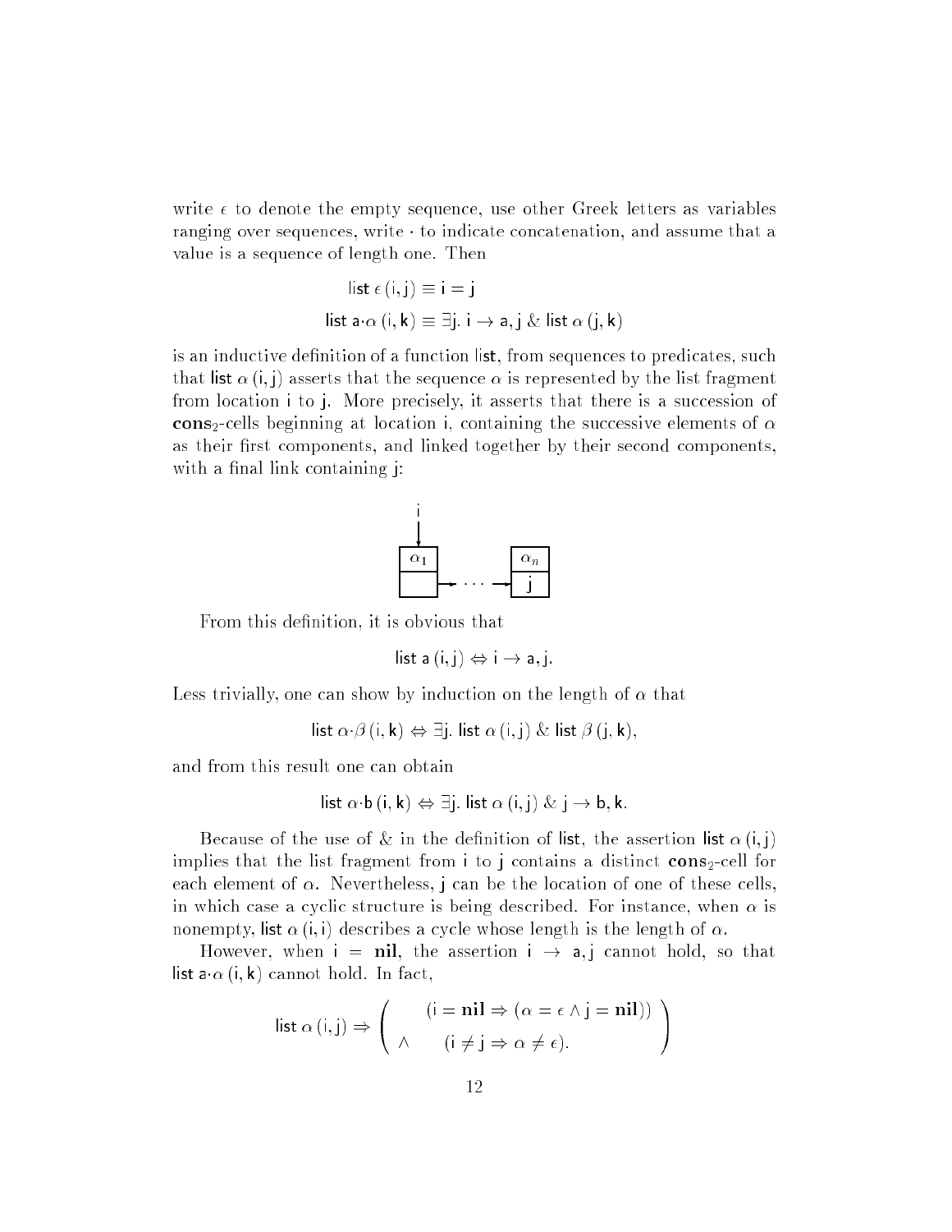write $\epsilon$ to denote the empty sequence, use other Greek letters as variables ranging over sequences, write $\cdot$ to indicate concatenation, and assume that a value is a sequence of length one. Then

$$\mathsf{list}\ \epsilon\,(\mathsf{i},\mathsf{j}) \equiv \mathsf{i} = \mathsf{j}$$

$$\mathsf{list}\ \mathsf{a}{\cdot}\alpha\,(\mathsf{i},\mathsf{k}) \equiv \exists \mathsf{j}.\ \mathsf{i} \rightarrow \mathsf{a}, \mathsf{j}\ \&\ \mathsf{list}\ \alpha\,(\mathsf{j},\mathsf{k})$$

is an inductive definition of a function list, from sequences to predicates, such that $\mathsf{list}\ \alpha\,(\mathsf{i},\mathsf{j})$ asserts that the sequence $\alpha$ is represented by the list fragment from location i to j. More precisely, it asserts that there is a succession of $\mathbf{cons}_2$-cells beginning at location i, containing the successive elements of $\alpha$ as their first components, and linked together by their second components, with a final link containing j:

From this definition, it is obvious that

$$\mathsf{list}\ \mathsf{a}\,(\mathsf{i},\mathsf{j}) \Leftrightarrow \mathsf{i} \rightarrow \mathsf{a}, \mathsf{j}.$$

Less trivially, one can show by induction on the length of $\alpha$ that

$$\mathsf{list}\ \alpha{\cdot}\beta\,(\mathsf{i},\mathsf{k}) \Leftrightarrow \exists \mathsf{j}.\ \mathsf{list}\ \alpha\,(\mathsf{i},\mathsf{j})\ \&\ \mathsf{list}\ \beta\,(\mathsf{j},\mathsf{k}),$$

and from this result one can obtain

$$\mathsf{list}\ \alpha{\cdot}\mathsf{b}\,(\mathsf{i},\mathsf{k}) \Leftrightarrow \exists \mathsf{j}.\ \mathsf{list}\ \alpha\,(\mathsf{i},\mathsf{j})\ \&\ \mathsf{j} \rightarrow \mathsf{b}, \mathsf{k}.$$

Because of the use of & in the definition of list, the assertion $\mathsf{list}\ \alpha\,(\mathsf{i},\mathsf{j})$ implies that the list fragment from i to j contains a distinct $\mathbf{cons}_2$-cell for each element of $\alpha$. Nevertheless, j can be the location of one of these cells, in which case a cyclic structure is being described. For instance, when $\alpha$ is nonempty, $\mathsf{list}\ \alpha\,(\mathsf{i},\mathsf{i})$ describes a cycle whose length is the length of $\alpha$.

However, when $\mathsf{i} = \mathbf{nil}$, the assertion $\mathsf{i} \rightarrow \mathsf{a}, \mathsf{j}$ cannot hold, so that $\mathsf{list}\ \mathsf{a}{\cdot}\alpha\,(\mathsf{i},\mathsf{k})$ cannot hold. In fact,

$$\mathsf{list}\ \alpha\,(\mathsf{i},\mathsf{j}) \Rightarrow \left( \begin{array}{ll} & (\mathsf{i} = \mathbf{nil} \Rightarrow (\alpha = \epsilon \wedge \mathsf{j} = \mathbf{nil})) \\ \wedge & (\mathsf{i} \neq \mathsf{j} \Rightarrow \alpha \neq \epsilon). \end{array} \right)$$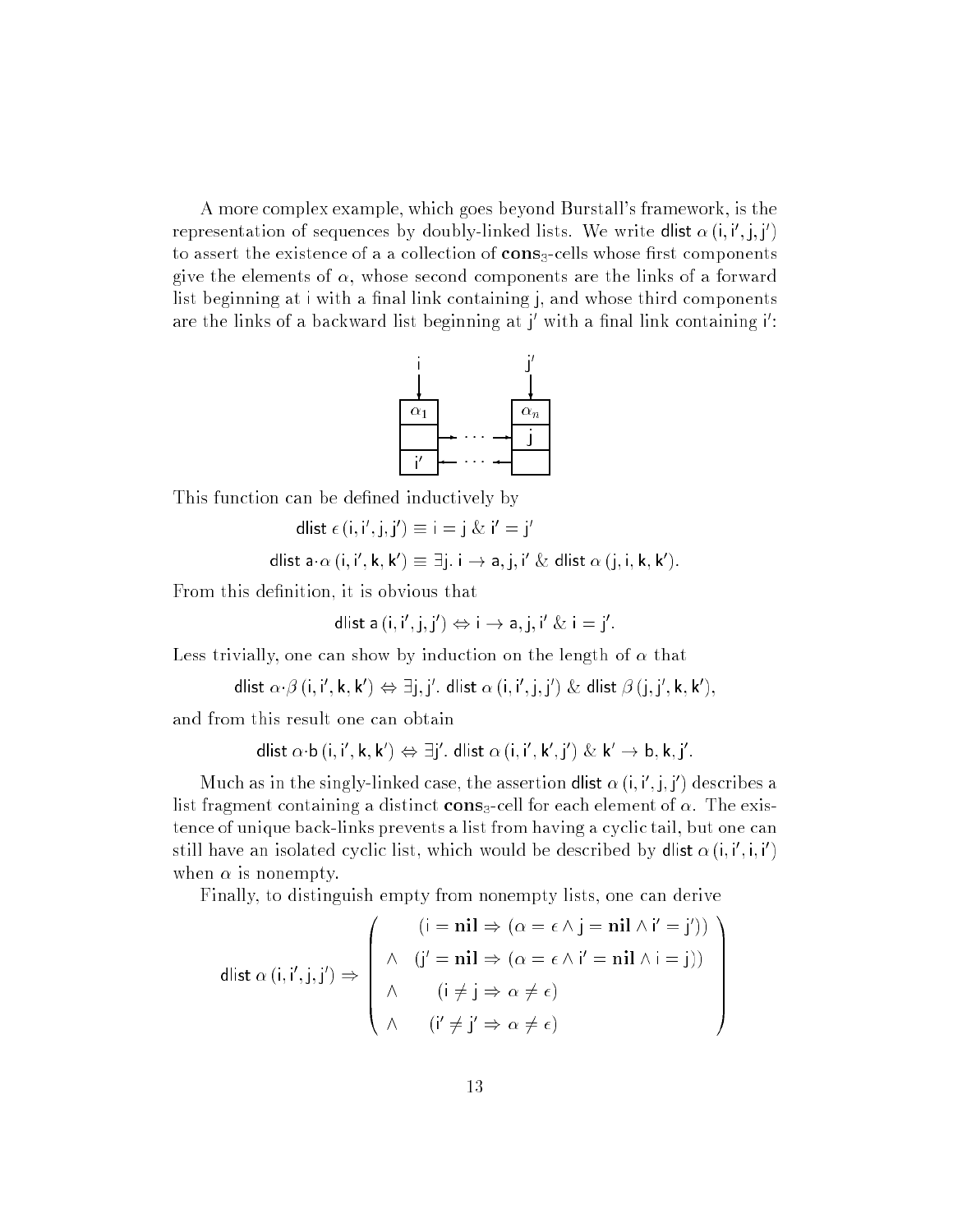A more complex example, which goes beyond Burstall's framework, is the representation of sequences by doubly-linked lists. We write $\mathsf{dlist}\ \alpha\,(\mathsf{i}, \mathsf{i}', \mathsf{j}, \mathsf{j}')$ to assert the existence of a a collection of $\mathbf{cons}_3$-cells whose first components give the elements of $\alpha$, whose second components are the links of a forward list beginning at i with a final link containing j, and whose third components are the links of a backward list beginning at j′ with a final link containing i′:

This function can be defined inductively by

$$\mathsf{dlist}\ \epsilon\,(\mathsf{i}, \mathsf{i}', \mathsf{j}, \mathsf{j}') \equiv \mathsf{i} = \mathsf{j}\ \&\ \mathsf{i}' = \mathsf{j}'$$

$$\mathsf{dlist}\ \mathsf{a}{\cdot}\alpha\,(\mathsf{i}, \mathsf{i}', \mathsf{k}, \mathsf{k}') \equiv \exists \mathsf{j}.\ \mathsf{i} \to \mathsf{a}, \mathsf{j}, \mathsf{i}'\ \&\ \mathsf{dlist}\ \alpha\,(\mathsf{j}, \mathsf{i}, \mathsf{k}, \mathsf{k}').$$

From this definition, it is obvious that

$$\mathsf{dlist}\ \mathsf{a}\,(\mathsf{i}, \mathsf{i}', \mathsf{j}, \mathsf{j}') \Leftrightarrow \mathsf{i} \to \mathsf{a}, \mathsf{j}, \mathsf{i}'\ \&\ \mathsf{i} = \mathsf{j}'.$$

Less trivially, one can show by induction on the length of $\alpha$ that

$$\mathsf{dlist}\ \alpha{\cdot}\beta\,(\mathsf{i}, \mathsf{i}', \mathsf{k}, \mathsf{k}') \Leftrightarrow \exists \mathsf{j}, \mathsf{j}'.\ \mathsf{dlist}\ \alpha\,(\mathsf{i}, \mathsf{i}', \mathsf{j}, \mathsf{j}')\ \&\ \mathsf{dlist}\ \beta\,(\mathsf{j}, \mathsf{j}', \mathsf{k}, \mathsf{k}'),$$

and from this result one can obtain

$$\mathsf{dlist}\ \alpha{\cdot}\mathsf{b}\,(\mathsf{i}, \mathsf{i}', \mathsf{k}, \mathsf{k}') \Leftrightarrow \exists \mathsf{j}'.\ \mathsf{dlist}\ \alpha\,(\mathsf{i}, \mathsf{i}', \mathsf{k}', \mathsf{j}')\ \&\ \mathsf{k}' \to \mathsf{b}, \mathsf{k}, \mathsf{j}'.$$

Much as in the singly-linked case, the assertion $\mathsf{dlist}\ \alpha\,(\mathsf{i}, \mathsf{i}', \mathsf{j}, \mathsf{j}')$ describes a list fragment containing a distinct $\mathbf{cons}_3$-cell for each element of $\alpha$. The existence of unique back-links prevents a list from having a cyclic tail, but one can still have an isolated cyclic list, which would be described by $\mathsf{dlist}\ \alpha\,(\mathsf{i}, \mathsf{i}', \mathsf{i}, \mathsf{i}')$ when $\alpha$ is nonempty.

Finally, to distinguish empty from nonempty lists, one can derive

$$\mathsf{dlist}\ \alpha\,(\mathsf{i}, \mathsf{i}', \mathsf{j}, \mathsf{j}') \Rightarrow \begin{pmatrix} (\mathsf{i} = \mathbf{nil} \Rightarrow (\alpha = \epsilon \wedge \mathsf{j} = \mathbf{nil} \wedge \mathsf{i}' = \mathsf{j}')) \\ \wedge \quad (\mathsf{j}' = \mathbf{nil} \Rightarrow (\alpha = \epsilon \wedge \mathsf{i}' = \mathbf{nil} \wedge \mathsf{i} = \mathsf{j})) \\ \wedge \quad (\mathsf{i} \neq \mathsf{j} \Rightarrow \alpha \neq \epsilon) \\ \wedge \quad (\mathsf{i}' \neq \mathsf{j}' \Rightarrow \alpha \neq \epsilon) \end{pmatrix}$$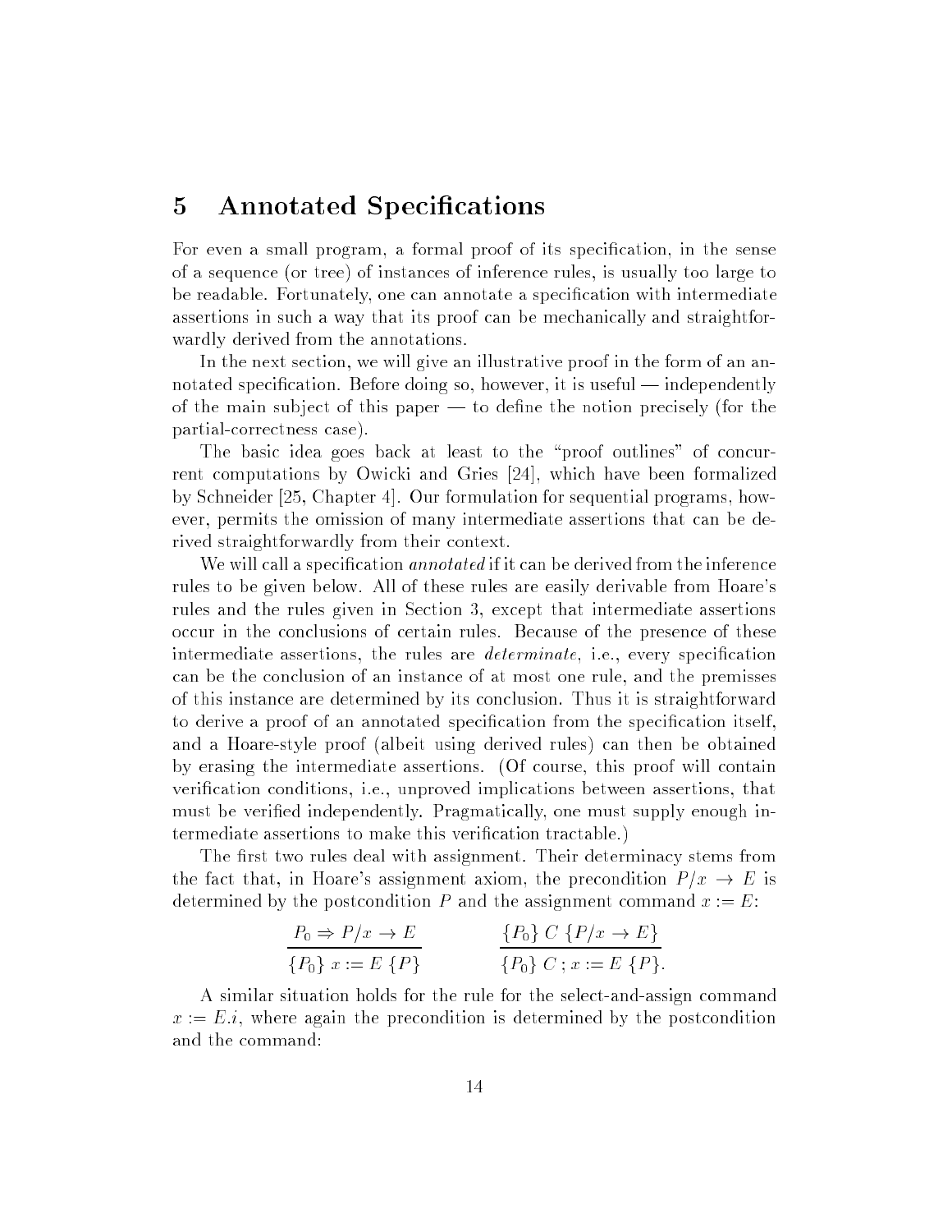## 5 Annotated Specifications

For even a small program, a formal proof of its specification, in the sense of a sequence (or tree) of instances of inference rules, is usually too large to be readable. Fortunately, one can annotate a specification with intermediate assertions in such a way that its proof can be mechanically and straightforwardly derived from the annotations.

In the next section, we will give an illustrative proof in the form of an annotated specification. Before doing so, however, it is useful — independently of the main subject of this paper — to define the notion precisely (for the partial-correctness case).

The basic idea goes back at least to the "proof outlines" of concurrent computations by Owicki and Gries [24], which have been formalized by Schneider [25, Chapter 4]. Our formulation for sequential programs, however, permits the omission of many intermediate assertions that can be derived straightforwardly from their context.

We will call a specification *annotated* if it can be derived from the inference rules to be given below. All of these rules are easily derivable from Hoare's rules and the rules given in Section 3, except that intermediate assertions occur in the conclusions of certain rules. Because of the presence of these intermediate assertions, the rules are *determinate*, i.e., every specification can be the conclusion of an instance of at most one rule, and the premisses of this instance are determined by its conclusion. Thus it is straightforward to derive a proof of an annotated specification from the specification itself, and a Hoare-style proof (albeit using derived rules) can then be obtained by erasing the intermediate assertions. (Of course, this proof will contain verification conditions, i.e., unproved implications between assertions, that must be verified independently. Pragmatically, one must supply enough intermediate assertions to make this verification tractable.)

The first two rules deal with assignment. Their determinacy stems from the fact that, in Hoare's assignment axiom, the precondition $P/x \to E$ is determined by the postcondition $P$ and the assignment command $x := E$:

$$\frac{P_0 \Rightarrow P/x \to E}{\{P_0\}\ x := E\ \{P\}} \qquad\qquad \frac{\{P_0\}\ C\ \{P/x \to E\}}{\{P_0\}\ C\,;\, x := E\ \{P\}.}$$

A similar situation holds for the rule for the select-and-assign command $x := E.i$, where again the precondition is determined by the postcondition and the command: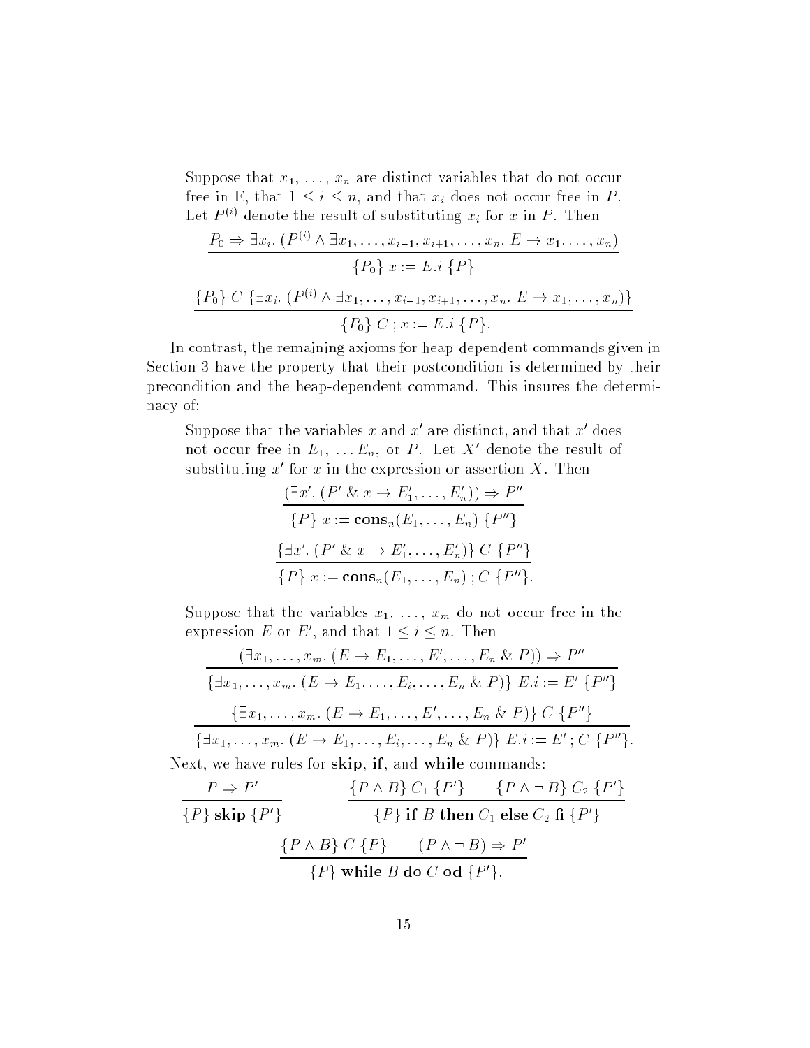Suppose that $x_1, \ldots, x_n$ are distinct variables that do not occur free in E, that $1 \leq i \leq n$, and that $x_i$ does not occur free in $P$. Let $P^{(i)}$ denote the result of substituting $x_i$ for $x$ in $P$. Then

$$\frac{P_0 \Rightarrow \exists x_i.\ (P^{(i)} \wedge \exists x_1, \ldots, x_{i-1}, x_{i+1}, \ldots, x_n.\ E \rightarrow x_1, \ldots, x_n)}{\{P_0\}\ x := E.i\ \{P\}}$$

$$\frac{\{P_0\}\ C\ \{\exists x_i.\ (P^{(i)} \wedge \exists x_1, \ldots, x_{i-1}, x_{i+1}, \ldots, x_n.\ E \rightarrow x_1, \ldots, x_n)\}}{\{P_0\}\ C\,;\, x := E.i\ \{P\}.}$$

In contrast, the remaining axioms for heap-dependent commands given in Section 3 have the property that their postcondition is determined by their precondition and the heap-dependent command. This insures the determinacy of:

Suppose that the variables $x$ and $x'$ are distinct, and that $x'$ does not occur free in $E_1, \ldots E_n$, or $P$. Let $X'$ denote the result of substituting $x'$ for $x$ in the expression or assertion $X$. Then

$$\frac{(\exists x'.\ (P'\ \&\ x \rightarrow E_1', \ldots, E_n')) \Rightarrow P''}{\{P\}\ x := \mathbf{cons}_n(E_1, \ldots, E_n)\ \{P''\}}$$

$$\frac{\{\exists x'.\ (P'\ \&\ x \rightarrow E_1', \ldots, E_n')\}\ C\ \{P''\}}{\{P\}\ x := \mathbf{cons}_n(E_1, \ldots, E_n)\,;\, C\ \{P''\}.}$$

Suppose that the variables $x_1, \ldots, x_m$ do not occur free in the expression $E$ or $E'$, and that $1 \leq i \leq n$. Then

$$\frac{(\exists x_1, \ldots, x_m.\ (E \rightarrow E_1, \ldots, E', \ldots, E_n\ \&\ P)) \Rightarrow P''}{\{\exists x_1, \ldots, x_m.\ (E \rightarrow E_1, \ldots, E_i, \ldots, E_n\ \&\ P)\}\ E.i := E'\ \{P''\}}$$

$$\frac{\{\exists x_1, \ldots, x_m.\ (E \rightarrow E_1, \ldots, E', \ldots, E_n\ \&\ P)\}\ C\ \{P''\}}{\{\exists x_1, \ldots, x_m.\ (E \rightarrow E_1, \ldots, E_i, \ldots, E_n\ \&\ P)\}\ E.i := E'\,;\, C\ \{P''\}.}$$

Next, we have rules for **skip**, **if**, and **while** commands:

$$\frac{P \Rightarrow P'}{\{P\}\ \mathbf{skip}\ \{P'\}} \qquad \frac{\{P \wedge B\}\ C_1\ \{P'\} \qquad \{P \wedge \neg B\}\ C_2\ \{P'\}}{\{P\}\ \mathbf{if}\ B\ \mathbf{then}\ C_1\ \mathbf{else}\ C_2\ \mathbf{fi}\ \{P'\}}$$

$$\frac{\{P \wedge B\}\ C\ \{P\} \qquad (P \wedge \neg B) \Rightarrow P'}{\{P\}\ \mathbf{while}\ B\ \mathbf{do}\ C\ \mathbf{od}\ \{P'\}.}$$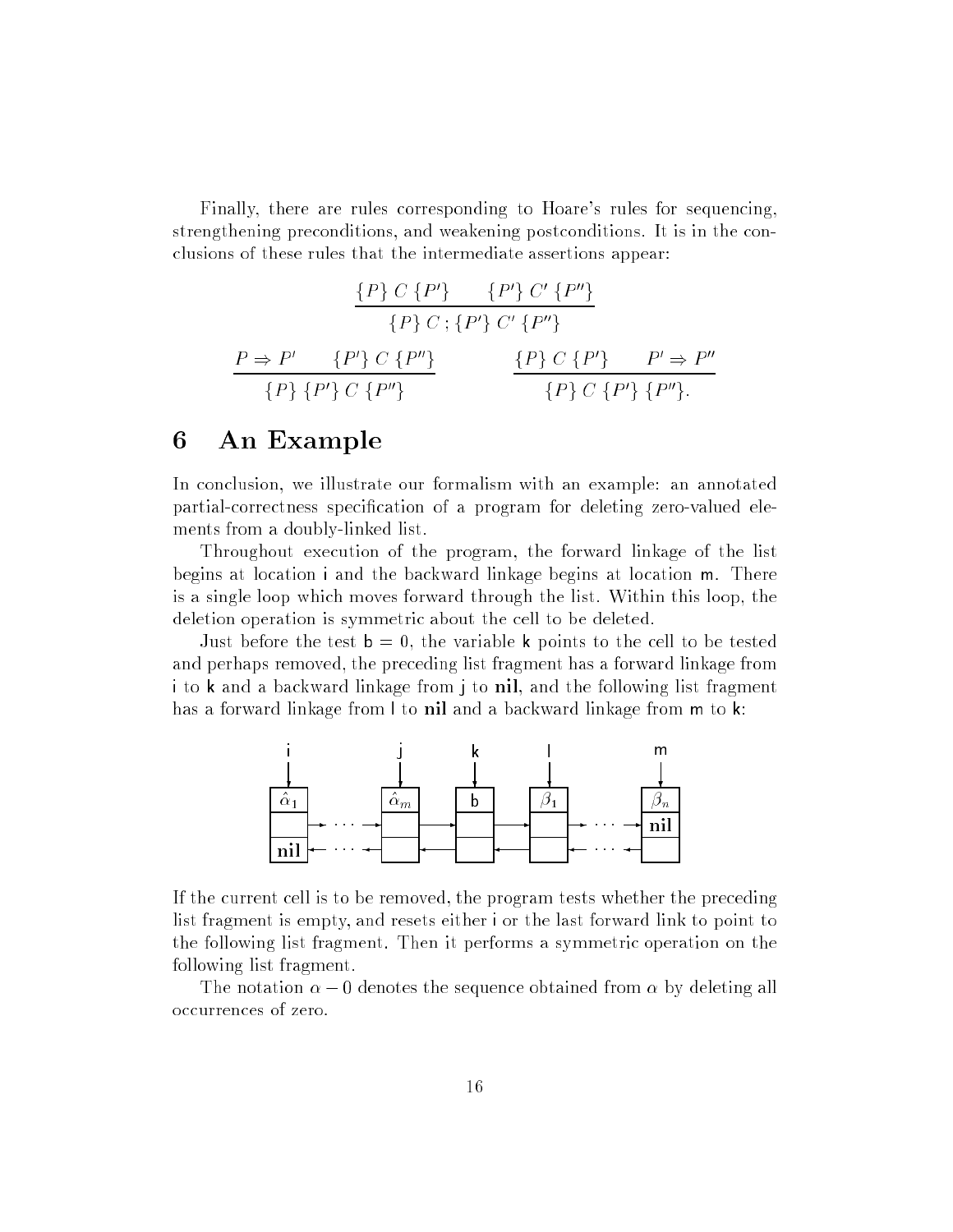Finally, there are rules corresponding to Hoare's rules for sequencing, strengthening preconditions, and weakening postconditions. It is in the conclusions of these rules that the intermediate assertions appear:

$$\frac{\{P\}\ C\ \{P'\} \qquad \{P'\}\ C'\ \{P''\}}{\{P\}\ C\,;\{P'\}\ C'\ \{P''\}}$$

$$\frac{P \Rightarrow P' \qquad \{P'\}\ C\ \{P''\}}{\{P\}\ \{P'\}\ C\ \{P''\}} \qquad\qquad \frac{\{P\}\ C\ \{P'\} \qquad P' \Rightarrow P''}{\{P\}\ C\ \{P'\}\ \{P''\}.}$$

# 6 An Example

In conclusion, we illustrate our formalism with an example: an annotated partial-correctness specification of a program for deleting zero-valued elements from a doubly-linked list.

Throughout execution of the program, the forward linkage of the list begins at location i and the backward linkage begins at location m. There is a single loop which moves forward through the list. Within this loop, the deletion operation is symmetric about the cell to be deleted.

Just before the test $\mathsf{b} = 0$, the variable k points to the cell to be tested and perhaps removed, the preceding list fragment has a forward linkage from i to k and a backward linkage from j to **nil**, and the following list fragment has a forward linkage from l to **nil** and a backward linkage from m to k:

```
  i              j         k         l              m
  |              |         |         |              |
  v              v         v         v              v
+----+         +----+    +---+    +----+         +----+
| α̂1 |         | α̂m |    | b |    | β1 |         | βn |
+----+         +----+    +---+    +----+         +----+
|    |-> ... ->|    |--->|   |--->|    |-> ... ->|nil |
+----+         +----+    +---+    +----+         +----+
|nil |<- ... <-|    |<---|   |<---|    |<- ... <-|    |
+----+         +----+    +---+    +----+         +----+
```

If the current cell is to be removed, the program tests whether the preceding list fragment is empty, and resets either i or the last forward link to point to the following list fragment. Then it performs a symmetric operation on the following list fragment.

The notation $\alpha - 0$ denotes the sequence obtained from $\alpha$ by deleting all occurrences of zero.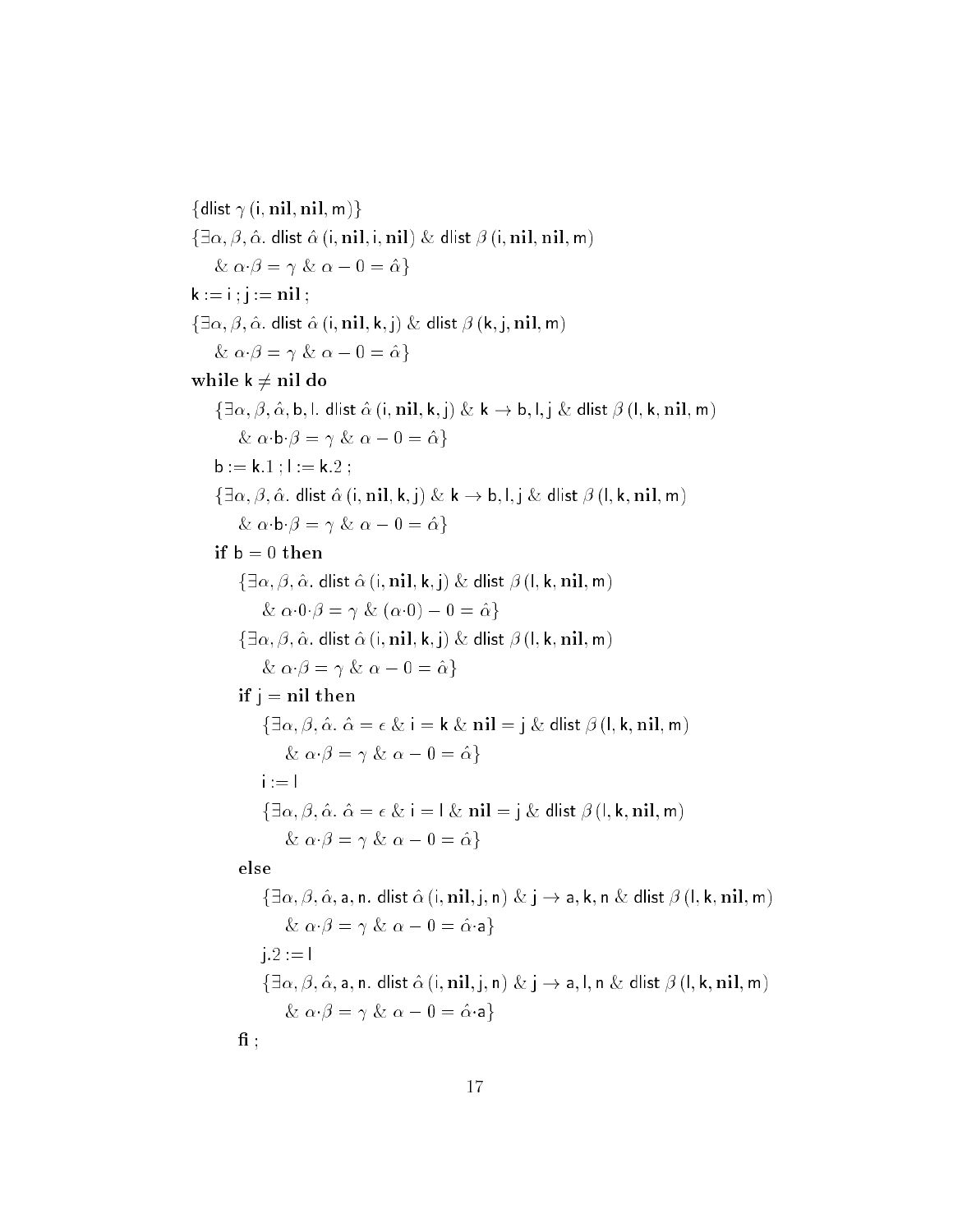$\{\mathsf{dlist}\ \gamma\ (\mathsf{i}, \mathbf{nil}, \mathbf{nil}, \mathsf{m})\}$

$\{\exists \alpha, \beta, \hat{\alpha}.\ \mathsf{dlist}\ \hat{\alpha}\ (\mathsf{i}, \mathbf{nil}, \mathsf{i}, \mathbf{nil})\ \&\ \mathsf{dlist}\ \beta\ (\mathsf{i}, \mathbf{nil}, \mathbf{nil}, \mathsf{m})$
$\quad \&\ \alpha{\cdot}\beta = \gamma\ \&\ \alpha - 0 = \hat{\alpha}\}$

$\mathsf{k} := \mathsf{i}\ ;\ \mathsf{j} := \mathbf{nil}\ ;$

$\{\exists \alpha, \beta, \hat{\alpha}.\ \mathsf{dlist}\ \hat{\alpha}\ (\mathsf{i}, \mathbf{nil}, \mathsf{k}, \mathsf{j})\ \&\ \mathsf{dlist}\ \beta\ (\mathsf{k}, \mathsf{j}, \mathbf{nil}, \mathsf{m})$
$\quad \&\ \alpha{\cdot}\beta = \gamma\ \&\ \alpha - 0 = \hat{\alpha}\}$

**while** $\mathsf{k} \neq \mathbf{nil}$ **do**

$\quad \{\exists \alpha, \beta, \hat{\alpha}, \mathsf{b}, \mathsf{l}.\ \mathsf{dlist}\ \hat{\alpha}\ (\mathsf{i}, \mathbf{nil}, \mathsf{k}, \mathsf{j})\ \&\ \mathsf{k} \rightarrow \mathsf{b}, \mathsf{l}, \mathsf{j}\ \&\ \mathsf{dlist}\ \beta\ (\mathsf{l}, \mathsf{k}, \mathbf{nil}, \mathsf{m})$
$\quad\quad \&\ \alpha{\cdot}\mathsf{b}{\cdot}\beta = \gamma\ \&\ \alpha - 0 = \hat{\alpha}\}$

$\quad \mathsf{b} := \mathsf{k}.1\ ;\ \mathsf{l} := \mathsf{k}.2\ ;$

$\quad \{\exists \alpha, \beta, \hat{\alpha}.\ \mathsf{dlist}\ \hat{\alpha}\ (\mathsf{i}, \mathbf{nil}, \mathsf{k}, \mathsf{j})\ \&\ \mathsf{k} \rightarrow \mathsf{b}, \mathsf{l}, \mathsf{j}\ \&\ \mathsf{dlist}\ \beta\ (\mathsf{l}, \mathsf{k}, \mathbf{nil}, \mathsf{m})$
$\quad\quad \&\ \alpha{\cdot}\mathsf{b}{\cdot}\beta = \gamma\ \&\ \alpha - 0 = \hat{\alpha}\}$

$\quad$ **if** $\mathsf{b} = 0$ **then**

$\quad\quad \{\exists \alpha, \beta, \hat{\alpha}.\ \mathsf{dlist}\ \hat{\alpha}\ (\mathsf{i}, \mathbf{nil}, \mathsf{k}, \mathsf{j})\ \&\ \mathsf{dlist}\ \beta\ (\mathsf{l}, \mathsf{k}, \mathbf{nil}, \mathsf{m})$
$\quad\quad\quad \&\ \alpha{\cdot}0{\cdot}\beta = \gamma\ \&\ (\alpha{\cdot}0) - 0 = \hat{\alpha}\}$

$\quad\quad \{\exists \alpha, \beta, \hat{\alpha}.\ \mathsf{dlist}\ \hat{\alpha}\ (\mathsf{i}, \mathbf{nil}, \mathsf{k}, \mathsf{j})\ \&\ \mathsf{dlist}\ \beta\ (\mathsf{l}, \mathsf{k}, \mathbf{nil}, \mathsf{m})$
$\quad\quad\quad \&\ \alpha{\cdot}\beta = \gamma\ \&\ \alpha - 0 = \hat{\alpha}\}$

$\quad\quad$ **if** $\mathsf{j} = \mathbf{nil}$ **then**

$\quad\quad\quad \{\exists \alpha, \beta, \hat{\alpha}.\ \hat{\alpha} = \epsilon\ \&\ \mathsf{i} = \mathsf{k}\ \&\ \mathbf{nil} = \mathsf{j}\ \&\ \mathsf{dlist}\ \beta\ (\mathsf{l}, \mathsf{k}, \mathbf{nil}, \mathsf{m})$
$\quad\quad\quad\quad \&\ \alpha{\cdot}\beta = \gamma\ \&\ \alpha - 0 = \hat{\alpha}\}$

$\quad\quad\quad \mathsf{i} := \mathsf{l}$

$\quad\quad\quad \{\exists \alpha, \beta, \hat{\alpha}.\ \hat{\alpha} = \epsilon\ \&\ \mathsf{i} = \mathsf{l}\ \&\ \mathbf{nil} = \mathsf{j}\ \&\ \mathsf{dlist}\ \beta\ (\mathsf{l}, \mathsf{k}, \mathbf{nil}, \mathsf{m})$
$\quad\quad\quad\quad \&\ \alpha{\cdot}\beta = \gamma\ \&\ \alpha - 0 = \hat{\alpha}\}$

$\quad\quad$ **else**

$\quad\quad\quad \{\exists \alpha, \beta, \hat{\alpha}, \mathsf{a}, \mathsf{n}.\ \mathsf{dlist}\ \hat{\alpha}\ (\mathsf{i}, \mathbf{nil}, \mathsf{j}, \mathsf{n})\ \&\ \mathsf{j} \rightarrow \mathsf{a}, \mathsf{k}, \mathsf{n}\ \&\ \mathsf{dlist}\ \beta\ (\mathsf{l}, \mathsf{k}, \mathbf{nil}, \mathsf{m})$
$\quad\quad\quad\quad \&\ \alpha{\cdot}\beta = \gamma\ \&\ \alpha - 0 = \hat{\alpha}{\cdot}\mathsf{a}\}$

$\quad\quad\quad \mathsf{j}.2 := \mathsf{l}$

$\quad\quad\quad \{\exists \alpha, \beta, \hat{\alpha}, \mathsf{a}, \mathsf{n}.\ \mathsf{dlist}\ \hat{\alpha}\ (\mathsf{i}, \mathbf{nil}, \mathsf{j}, \mathsf{n})\ \&\ \mathsf{j} \rightarrow \mathsf{a}, \mathsf{l}, \mathsf{n}\ \&\ \mathsf{dlist}\ \beta\ (\mathsf{l}, \mathsf{k}, \mathbf{nil}, \mathsf{m})$
$\quad\quad\quad\quad \&\ \alpha{\cdot}\beta = \gamma\ \&\ \alpha - 0 = \hat{\alpha}{\cdot}\mathsf{a}\}$

$\quad\quad$ **fi** ;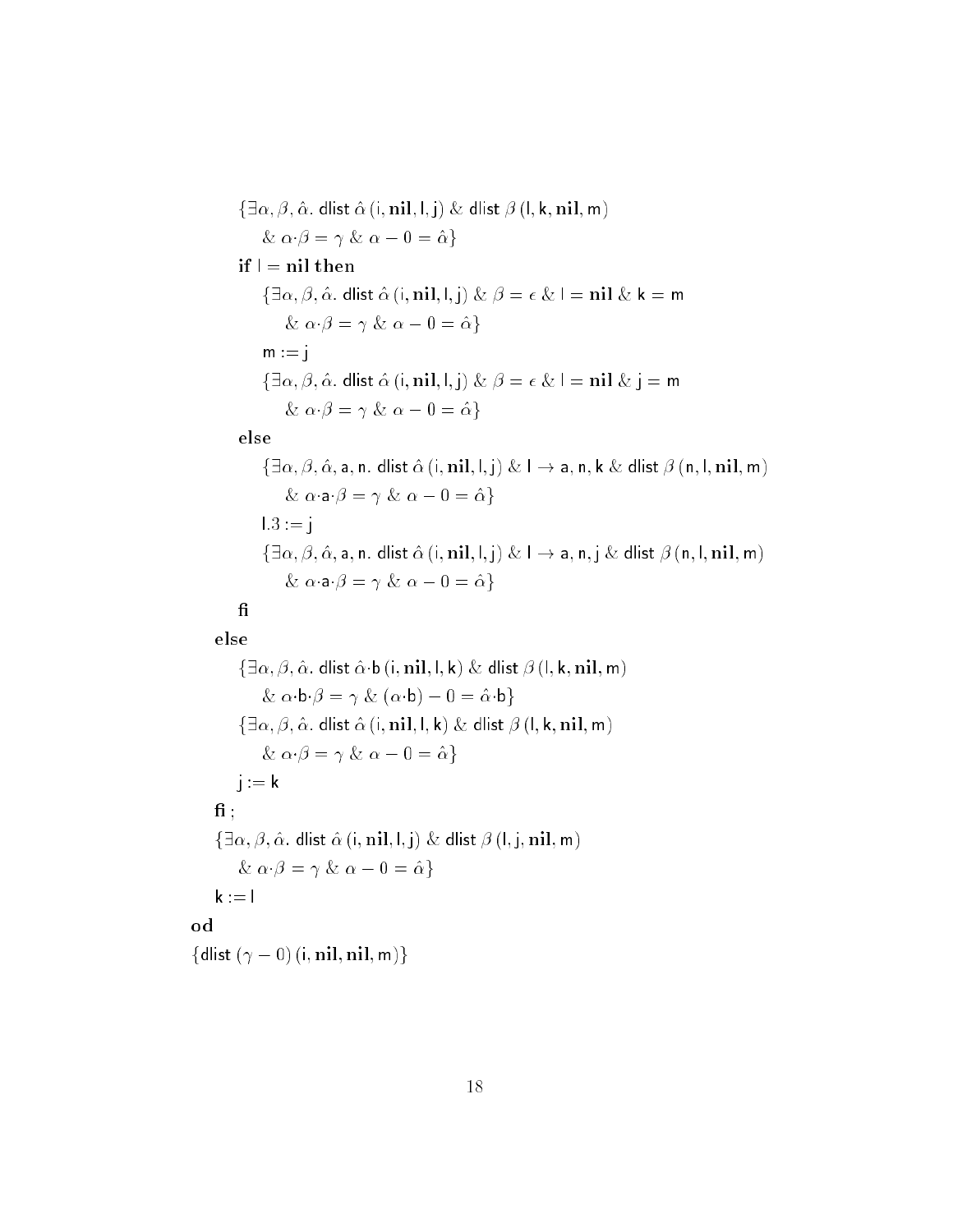$\{\exists \alpha, \beta, \hat{\alpha}.\ \mathsf{dlist}\ \hat{\alpha}\ (\mathsf{i}, \mathbf{nil}, \mathsf{l}, \mathsf{j})\ \&\ \mathsf{dlist}\ \beta\ (\mathsf{l}, \mathsf{k}, \mathbf{nil}, \mathsf{m})$
$\quad \&\ \alpha{\cdot}\beta = \gamma\ \&\ \alpha - 0 = \hat{\alpha}\}$

**if** $\mathsf{l} = \mathbf{nil}$ **then**

$\quad \{\exists \alpha, \beta, \hat{\alpha}.\ \mathsf{dlist}\ \hat{\alpha}\ (\mathsf{i}, \mathbf{nil}, \mathsf{l}, \mathsf{j})\ \&\ \beta = \epsilon\ \&\ \mathsf{l} = \mathbf{nil}\ \&\ \mathsf{k} = \mathsf{m}$
$\quad\quad \&\ \alpha{\cdot}\beta = \gamma\ \&\ \alpha - 0 = \hat{\alpha}\}$

$\quad \mathsf{m} := \mathsf{j}$

$\quad \{\exists \alpha, \beta, \hat{\alpha}.\ \mathsf{dlist}\ \hat{\alpha}\ (\mathsf{i}, \mathbf{nil}, \mathsf{l}, \mathsf{j})\ \&\ \beta = \epsilon\ \&\ \mathsf{l} = \mathbf{nil}\ \&\ \mathsf{j} = \mathsf{m}$
$\quad\quad \&\ \alpha{\cdot}\beta = \gamma\ \&\ \alpha - 0 = \hat{\alpha}\}$

**else**

$\quad \{\exists \alpha, \beta, \hat{\alpha}, \mathsf{a}, \mathsf{n}.\ \mathsf{dlist}\ \hat{\alpha}\ (\mathsf{i}, \mathbf{nil}, \mathsf{l}, \mathsf{j})\ \&\ \mathsf{l} \rightarrow \mathsf{a}, \mathsf{n}, \mathsf{k}\ \&\ \mathsf{dlist}\ \beta\ (\mathsf{n}, \mathsf{l}, \mathbf{nil}, \mathsf{m})$
$\quad\quad \&\ \alpha{\cdot}\mathsf{a}{\cdot}\beta = \gamma\ \&\ \alpha - 0 = \hat{\alpha}\}$

$\quad \mathsf{l}.3 := \mathsf{j}$

$\quad \{\exists \alpha, \beta, \hat{\alpha}, \mathsf{a}, \mathsf{n}.\ \mathsf{dlist}\ \hat{\alpha}\ (\mathsf{i}, \mathbf{nil}, \mathsf{l}, \mathsf{j})\ \&\ \mathsf{l} \rightarrow \mathsf{a}, \mathsf{n}, \mathsf{j}\ \&\ \mathsf{dlist}\ \beta\ (\mathsf{n}, \mathsf{l}, \mathbf{nil}, \mathsf{m})$
$\quad\quad \&\ \alpha{\cdot}\mathsf{a}{\cdot}\beta = \gamma\ \&\ \alpha - 0 = \hat{\alpha}\}$

**fi**

**else**

$\quad \{\exists \alpha, \beta, \hat{\alpha}.\ \mathsf{dlist}\ \hat{\alpha}{\cdot}\mathsf{b}\ (\mathsf{i}, \mathbf{nil}, \mathsf{l}, \mathsf{k})\ \&\ \mathsf{dlist}\ \beta\ (\mathsf{l}, \mathsf{k}, \mathbf{nil}, \mathsf{m})$
$\quad\quad \&\ \alpha{\cdot}\mathsf{b}{\cdot}\beta = \gamma\ \&\ (\alpha{\cdot}\mathsf{b}) - 0 = \hat{\alpha}{\cdot}\mathsf{b}\}$

$\quad \{\exists \alpha, \beta, \hat{\alpha}.\ \mathsf{dlist}\ \hat{\alpha}\ (\mathsf{i}, \mathbf{nil}, \mathsf{l}, \mathsf{k})\ \&\ \mathsf{dlist}\ \beta\ (\mathsf{l}, \mathsf{k}, \mathbf{nil}, \mathsf{m})$
$\quad\quad \&\ \alpha{\cdot}\beta = \gamma\ \&\ \alpha - 0 = \hat{\alpha}\}$

$\quad \mathsf{j} := \mathsf{k}$

**fi** ;

$\{\exists \alpha, \beta, \hat{\alpha}.\ \mathsf{dlist}\ \hat{\alpha}\ (\mathsf{i}, \mathbf{nil}, \mathsf{l}, \mathsf{j})\ \&\ \mathsf{dlist}\ \beta\ (\mathsf{l}, \mathsf{j}, \mathbf{nil}, \mathsf{m})$
$\quad \&\ \alpha{\cdot}\beta = \gamma\ \&\ \alpha - 0 = \hat{\alpha}\}$

$\mathsf{k} := \mathsf{l}$

**od**

$\{\mathsf{dlist}\ (\gamma - 0)\ (\mathsf{i}, \mathbf{nil}, \mathbf{nil}, \mathsf{m})\}$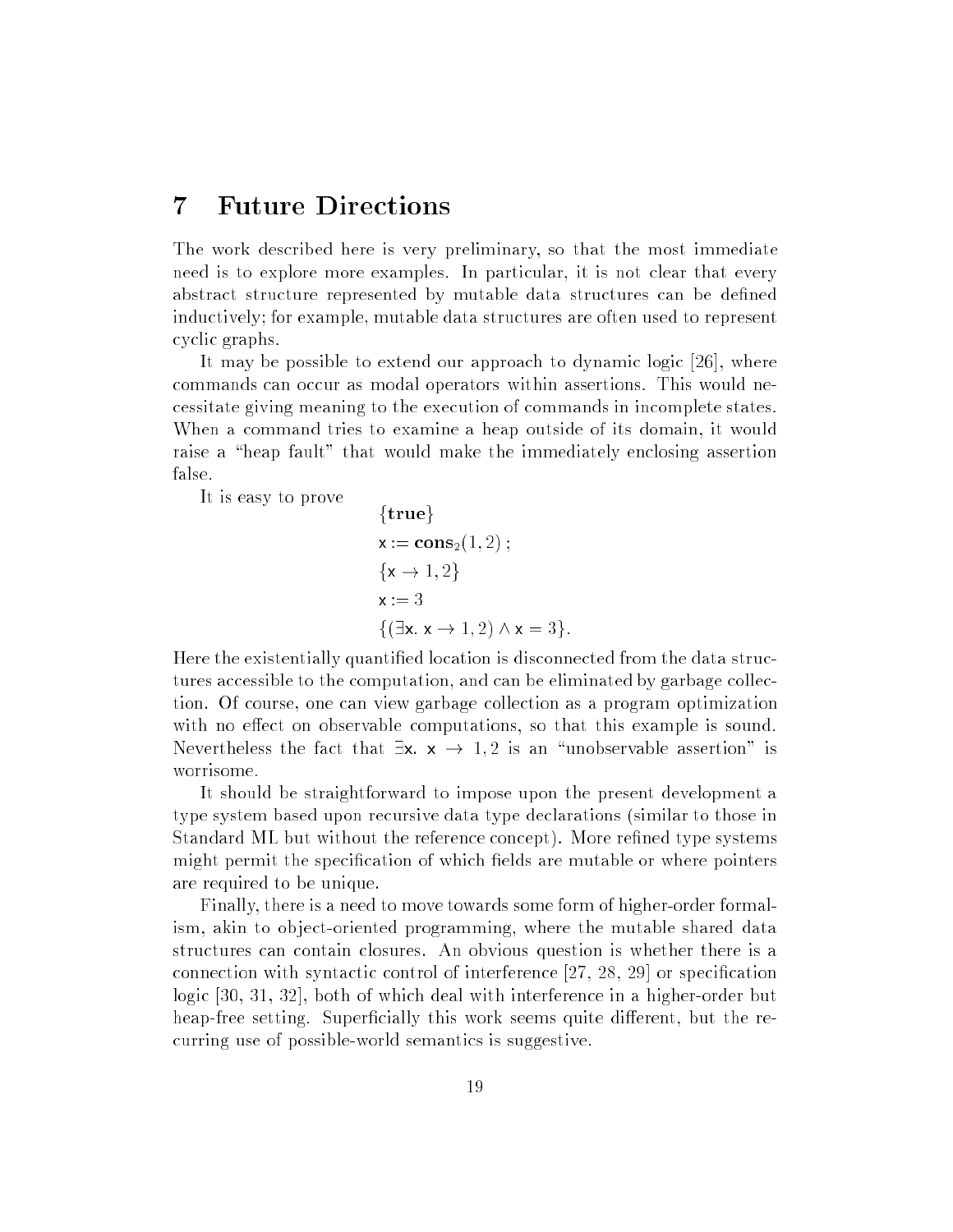## 7 Future Directions

The work described here is very preliminary, so that the most immediate need is to explore more examples. In particular, it is not clear that every abstract structure represented by mutable data structures can be defined inductively; for example, mutable data structures are often used to represent cyclic graphs.

It may be possible to extend our approach to dynamic logic [26], where commands can occur as modal operators within assertions. This would necessitate giving meaning to the execution of commands in incomplete states. When a command tries to examine a heap outside of its domain, it would raise a "heap fault" that would make the immediately enclosing assertion false.

It is easy to prove

$$
\begin{aligned}
&\{\mathbf{true}\}\\
&\mathsf{x} := \mathbf{cons}_2(1, 2)\ ;\\
&\{\mathsf{x} \rightarrow 1, 2\}\\
&\mathsf{x} := 3\\
&\{(\exists \mathsf{x}.\ \mathsf{x} \rightarrow 1, 2) \wedge \mathsf{x} = 3\}.
\end{aligned}
$$

Here the existentially quantified location is disconnected from the data structures accessible to the computation, and can be eliminated by garbage collection. Of course, one can view garbage collection as a program optimization with no effect on observable computations, so that this example is sound. Nevertheless the fact that $\exists \mathsf{x}.\ \mathsf{x} \rightarrow 1, 2$ is an "unobservable assertion" is worrisome.

It should be straightforward to impose upon the present development a type system based upon recursive data type declarations (similar to those in Standard ML but without the reference concept). More refined type systems might permit the specification of which fields are mutable or where pointers are required to be unique.

Finally, there is a need to move towards some form of higher-order formalism, akin to object-oriented programming, where the mutable shared data structures can contain closures. An obvious question is whether there is a connection with syntactic control of interference [27, 28, 29] or specification logic [30, 31, 32], both of which deal with interference in a higher-order but heap-free setting. Superficially this work seems quite different, but the recurring use of possible-world semantics is suggestive.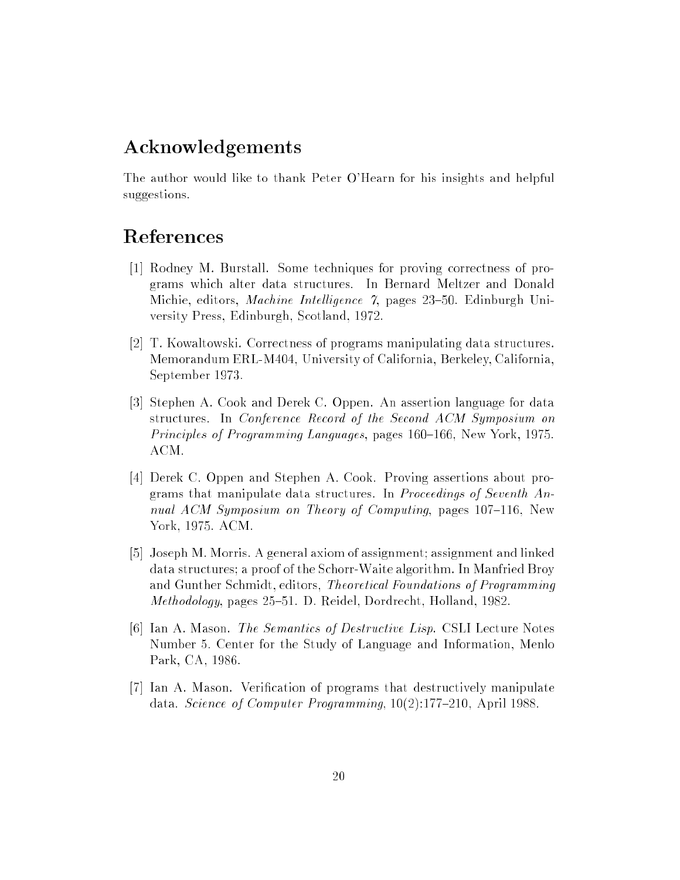## Acknowledgements

The author would like to thank Peter O'Hearn for his insights and helpful suggestions.

## References

[1] Rodney M. Burstall. Some techniques for proving correctness of programs which alter data structures. In Bernard Meltzer and Donald Michie, editors, *Machine Intelligence 7*, pages 23–50. Edinburgh University Press, Edinburgh, Scotland, 1972.

[2] T. Kowaltowski. Correctness of programs manipulating data structures. Memorandum ERL-M404, University of California, Berkeley, California, September 1973.

[3] Stephen A. Cook and Derek C. Oppen. An assertion language for data structures. In *Conference Record of the Second ACM Symposium on Principles of Programming Languages*, pages 160–166, New York, 1975. ACM.

[4] Derek C. Oppen and Stephen A. Cook. Proving assertions about programs that manipulate data structures. In *Proceedings of Seventh Annual ACM Symposium on Theory of Computing*, pages 107–116, New York, 1975. ACM.

[5] Joseph M. Morris. A general axiom of assignment; assignment and linked data structures; a proof of the Schorr-Waite algorithm. In Manfried Broy and Gunther Schmidt, editors, *Theoretical Foundations of Programming Methodology*, pages 25–51. D. Reidel, Dordrecht, Holland, 1982.

[6] Ian A. Mason. *The Semantics of Destructive Lisp*. CSLI Lecture Notes Number 5. Center for the Study of Language and Information, Menlo Park, CA, 1986.

[7] Ian A. Mason. Verification of programs that destructively manipulate data. *Science of Computer Programming*, 10(2):177–210, April 1988.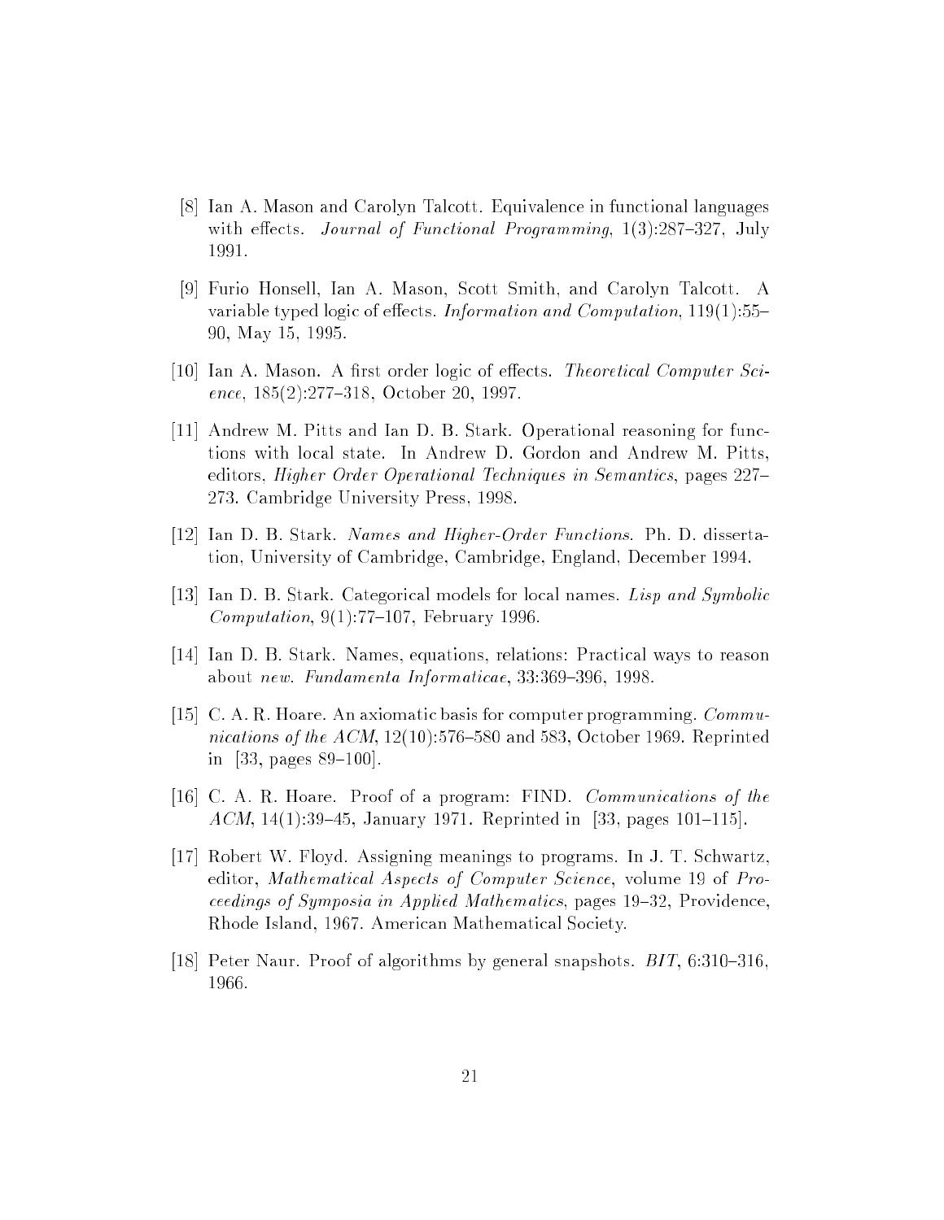[8] Ian A. Mason and Carolyn Talcott. Equivalence in functional languages with effects. *Journal of Functional Programming*, 1(3):287–327, July 1991.

[9] Furio Honsell, Ian A. Mason, Scott Smith, and Carolyn Talcott. A variable typed logic of effects. *Information and Computation*, 119(1):55–90, May 15, 1995.

[10] Ian A. Mason. A first order logic of effects. *Theoretical Computer Science*, 185(2):277–318, October 20, 1997.

[11] Andrew M. Pitts and Ian D. B. Stark. Operational reasoning for functions with local state. In Andrew D. Gordon and Andrew M. Pitts, editors, *Higher Order Operational Techniques in Semantics*, pages 227–273. Cambridge University Press, 1998.

[12] Ian D. B. Stark. *Names and Higher-Order Functions*. Ph. D. dissertation, University of Cambridge, Cambridge, England, December 1994.

[13] Ian D. B. Stark. Categorical models for local names. *Lisp and Symbolic Computation*, 9(1):77–107, February 1996.

[14] Ian D. B. Stark. Names, equations, relations: Practical ways to reason about *new*. *Fundamenta Informaticae*, 33:369–396, 1998.

[15] C. A. R. Hoare. An axiomatic basis for computer programming. *Communications of the ACM*, 12(10):576–580 and 583, October 1969. Reprinted in [33, pages 89–100].

[16] C. A. R. Hoare. Proof of a program: FIND. *Communications of the ACM*, 14(1):39–45, January 1971. Reprinted in [33, pages 101–115].

[17] Robert W. Floyd. Assigning meanings to programs. In J. T. Schwartz, editor, *Mathematical Aspects of Computer Science*, volume 19 of *Proceedings of Symposia in Applied Mathematics*, pages 19–32, Providence, Rhode Island, 1967. American Mathematical Society.

[18] Peter Naur. Proof of algorithms by general snapshots. *BIT*, 6:310–316, 1966.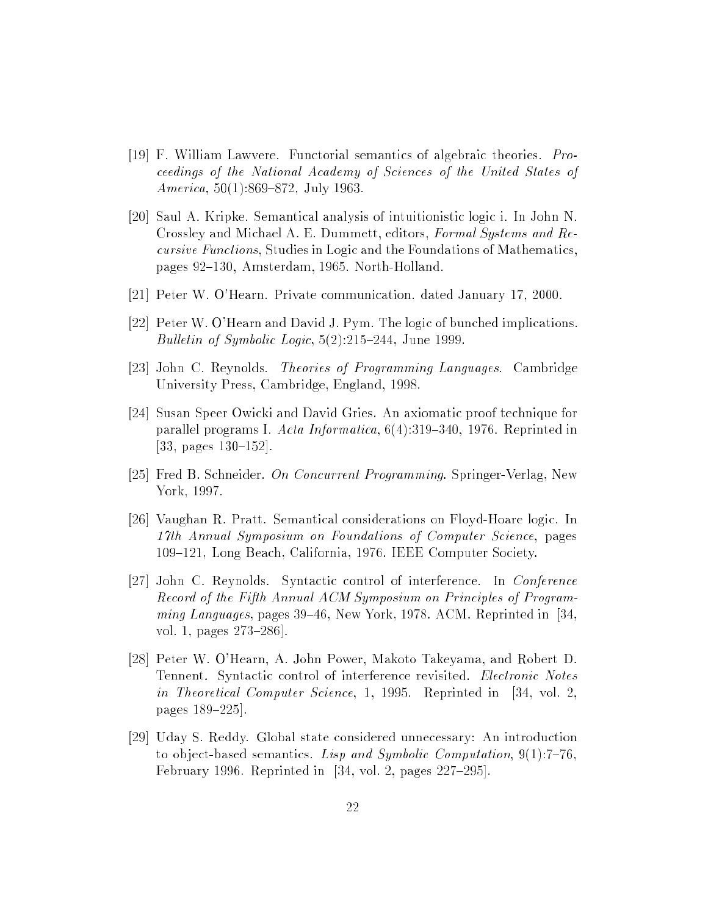[19] F. William Lawvere. Functorial semantics of algebraic theories. *Proceedings of the National Academy of Sciences of the United States of America*, 50(1):869–872, July 1963.

[20] Saul A. Kripke. Semantical analysis of intuitionistic logic i. In John N. Crossley and Michael A. E. Dummett, editors, *Formal Systems and Recursive Functions*, Studies in Logic and the Foundations of Mathematics, pages 92–130, Amsterdam, 1965. North-Holland.

[21] Peter W. O'Hearn. Private communication. dated January 17, 2000.

[22] Peter W. O'Hearn and David J. Pym. The logic of bunched implications. *Bulletin of Symbolic Logic*, 5(2):215–244, June 1999.

[23] John C. Reynolds. *Theories of Programming Languages*. Cambridge University Press, Cambridge, England, 1998.

[24] Susan Speer Owicki and David Gries. An axiomatic proof technique for parallel programs I. *Acta Informatica*, 6(4):319–340, 1976. Reprinted in [33, pages 130–152].

[25] Fred B. Schneider. *On Concurrent Programming*. Springer-Verlag, New York, 1997.

[26] Vaughan R. Pratt. Semantical considerations on Floyd-Hoare logic. In *17th Annual Symposium on Foundations of Computer Science*, pages 109–121, Long Beach, California, 1976. IEEE Computer Society.

[27] John C. Reynolds. Syntactic control of interference. In *Conference Record of the Fifth Annual ACM Symposium on Principles of Programming Languages*, pages 39–46, New York, 1978. ACM. Reprinted in [34, vol. 1, pages 273–286].

[28] Peter W. O'Hearn, A. John Power, Makoto Takeyama, and Robert D. Tennent. Syntactic control of interference revisited. *Electronic Notes in Theoretical Computer Science*, 1, 1995. Reprinted in [34, vol. 2, pages 189–225].

[29] Uday S. Reddy. Global state considered unnecessary: An introduction to object-based semantics. *Lisp and Symbolic Computation*, 9(1):7–76, February 1996. Reprinted in [34, vol. 2, pages 227–295].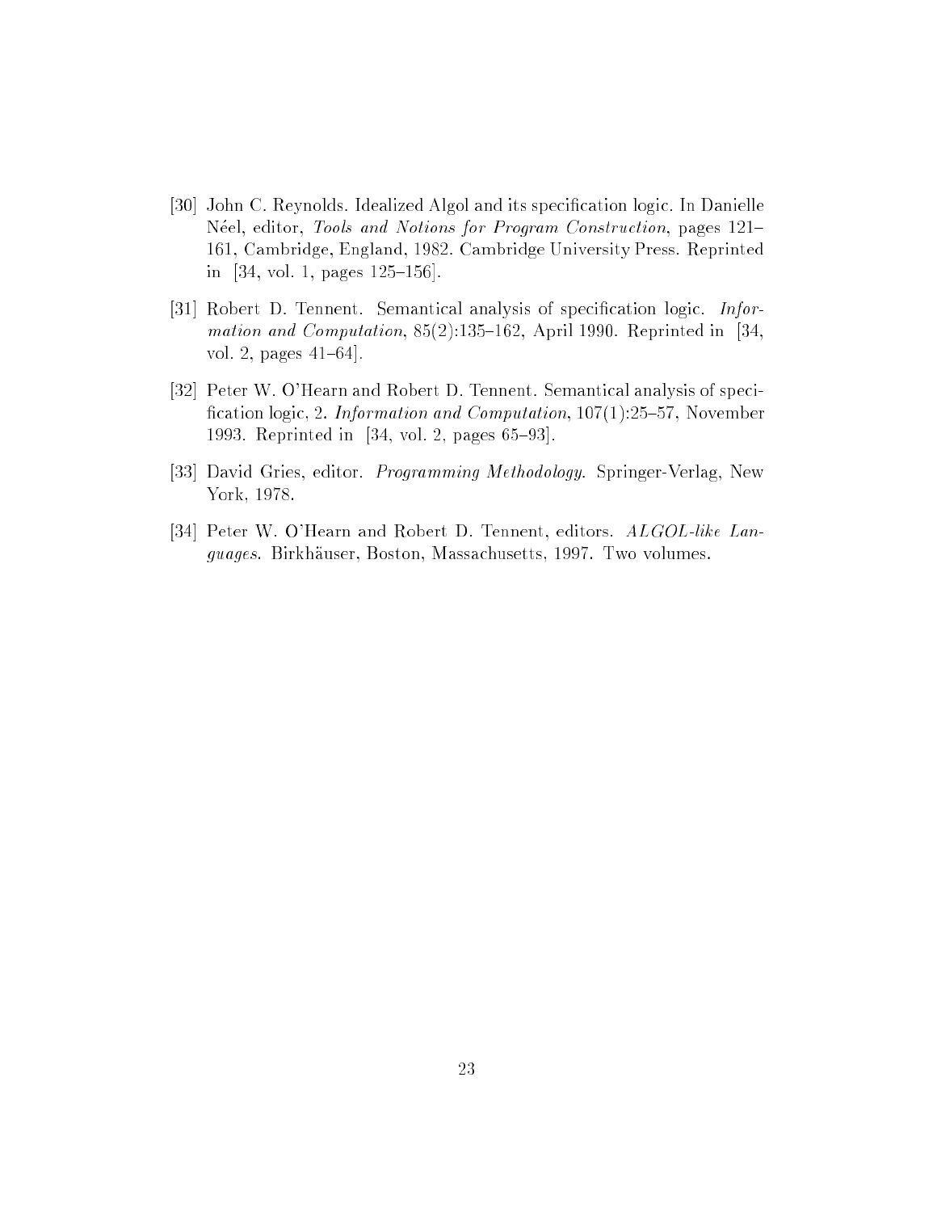[30] John C. Reynolds. Idealized Algol and its specification logic. In Danielle Néel, editor, *Tools and Notions for Program Construction*, pages 121–161, Cambridge, England, 1982. Cambridge University Press. Reprinted in [34, vol. 1, pages 125–156].

[31] Robert D. Tennent. Semantical analysis of specification logic. *Information and Computation*, 85(2):135–162, April 1990. Reprinted in [34, vol. 2, pages 41–64].

[32] Peter W. O'Hearn and Robert D. Tennent. Semantical analysis of specification logic, 2. *Information and Computation*, 107(1):25–57, November 1993. Reprinted in [34, vol. 2, pages 65–93].

[33] David Gries, editor. *Programming Methodology*. Springer-Verlag, New York, 1978.

[34] Peter W. O'Hearn and Robert D. Tennent, editors. *ALGOL-like Languages*. Birkhäuser, Boston, Massachusetts, 1997. Two volumes.